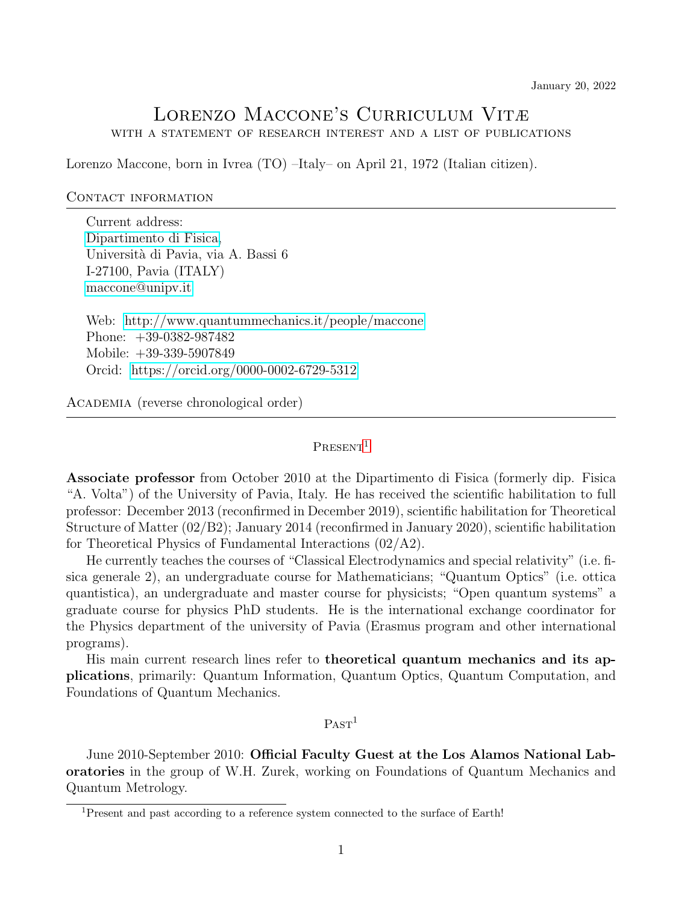January 20, 2022

# Lorenzo Maccone's Curriculum Vitæ

with a statement of research interest and a list of publications

Lorenzo Maccone, born in Ivrea (TO) –Italy– on April 21, 1972 (Italian citizen).

## Contact information

Current address:
Dipartimento di Fisica,
Università di Pavia, via A. Bassi 6
I-27100, Pavia (ITALY)
maccone@unipv.it

Web: http://www.quantummechanics.it/people/maccone
Phone: +39-0382-987482
Mobile: +39-339-5907849
Orcid: https://orcid.org/0000-0002-6729-5312

## Academia (reverse chronological order)

### Present[1]

**Associate professor** from October 2010 at the Dipartimento di Fisica (formerly dip. Fisica "A. Volta") of the University of Pavia, Italy. He has received the scientific habilitation to full professor: December 2013 (reconfirmed in December 2019), scientific habilitation for Theoretical Structure of Matter (02/B2); January 2014 (reconfirmed in January 2020), scientific habilitation for Theoretical Physics of Fundamental Interactions (02/A2).

He currently teaches the courses of "Classical Electrodynamics and special relativity" (i.e. fisica generale 2), an undergraduate course for Mathematicians; "Quantum Optics" (i.e. ottica quantistica), an undergraduate and master course for physicists; "Open quantum systems" a graduate course for physics PhD students. He is the international exchange coordinator for the Physics department of the university of Pavia (Erasmus program and other international programs).

His main current research lines refer to **theoretical quantum mechanics and its applications**, primarily: Quantum Information, Quantum Optics, Quantum Computation, and Foundations of Quantum Mechanics.

### Past[1]

June 2010-September 2010: **Official Faculty Guest at the Los Alamos National Laboratories** in the group of W.H. Zurek, working on Foundations of Quantum Mechanics and Quantum Metrology.

[1] Present and past according to a reference system connected to the surface of Earth!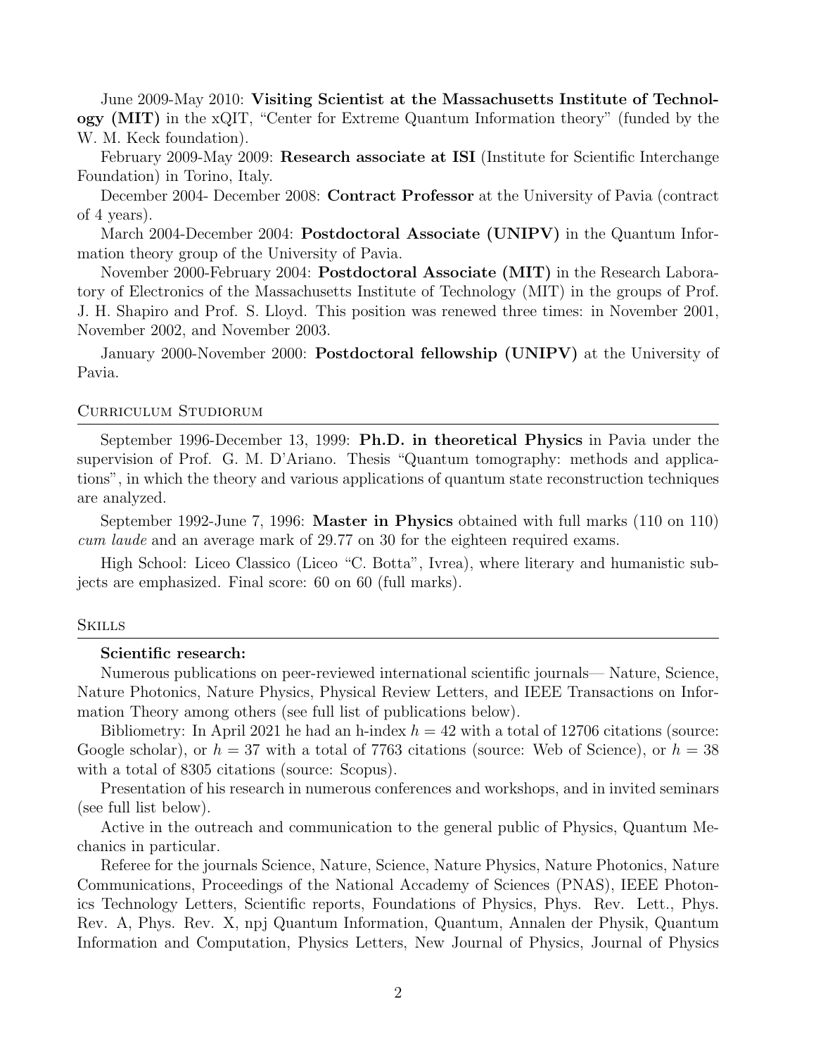June 2009-May 2010: **Visiting Scientist at the Massachusetts Institute of Technology (MIT)** in the xQIT, "Center for Extreme Quantum Information theory" (funded by the W. M. Keck foundation).

February 2009-May 2009: **Research associate at ISI** (Institute for Scientific Interchange Foundation) in Torino, Italy.

December 2004- December 2008: **Contract Professor** at the University of Pavia (contract of 4 years).

March 2004-December 2004: **Postdoctoral Associate (UNIPV)** in the Quantum Information theory group of the University of Pavia.

November 2000-February 2004: **Postdoctoral Associate (MIT)** in the Research Laboratory of Electronics of the Massachusetts Institute of Technology (MIT) in the groups of Prof. J. H. Shapiro and Prof. S. Lloyd. This position was renewed three times: in November 2001, November 2002, and November 2003.

January 2000-November 2000: **Postdoctoral fellowship (UNIPV)** at the University of Pavia.

## Curriculum Studiorum

September 1996-December 13, 1999: **Ph.D. in theoretical Physics** in Pavia under the supervision of Prof. G. M. D'Ariano. Thesis "Quantum tomography: methods and applications", in which the theory and various applications of quantum state reconstruction techniques are analyzed.

September 1992-June 7, 1996: **Master in Physics** obtained with full marks (110 on 110) *cum laude* and an average mark of 29.77 on 30 for the eighteen required exams.

High School: Liceo Classico (Liceo "C. Botta", Ivrea), where literary and humanistic subjects are emphasized. Final score: 60 on 60 (full marks).

## Skills

**Scientific research:**

Numerous publications on peer-reviewed international scientific journals— Nature, Science, Nature Photonics, Nature Physics, Physical Review Letters, and IEEE Transactions on Information Theory among others (see full list of publications below).

Bibliometry: In April 2021 he had an h-index $h = 42$ with a total of 12706 citations (source: Google scholar), or $h = 37$ with a total of 7763 citations (source: Web of Science), or $h = 38$ with a total of 8305 citations (source: Scopus).

Presentation of his research in numerous conferences and workshops, and in invited seminars (see full list below).

Active in the outreach and communication to the general public of Physics, Quantum Mechanics in particular.

Referee for the journals Science, Nature, Science, Nature Physics, Nature Photonics, Nature Communications, Proceedings of the National Accademy of Sciences (PNAS), IEEE Photonics Technology Letters, Scientific reports, Foundations of Physics, Phys. Rev. Lett., Phys. Rev. A, Phys. Rev. X, npj Quantum Information, Quantum, Annalen der Physik, Quantum Information and Computation, Physics Letters, New Journal of Physics, Journal of Physics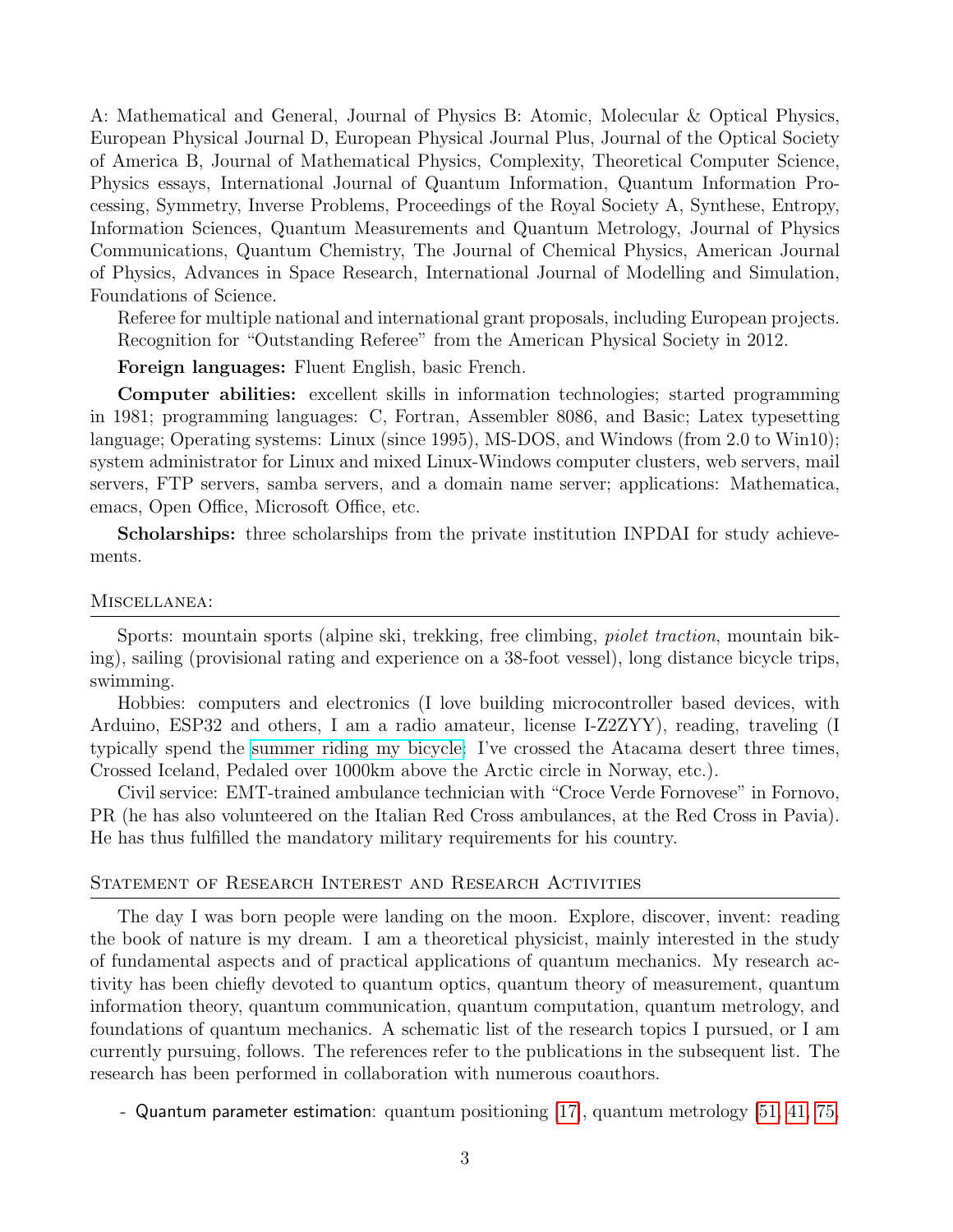A: Mathematical and General, Journal of Physics B: Atomic, Molecular & Optical Physics, European Physical Journal D, European Physical Journal Plus, Journal of the Optical Society of America B, Journal of Mathematical Physics, Complexity, Theoretical Computer Science, Physics essays, International Journal of Quantum Information, Quantum Information Processing, Symmetry, Inverse Problems, Proceedings of the Royal Society A, Synthese, Entropy, Information Sciences, Quantum Measurements and Quantum Metrology, Journal of Physics Communications, Quantum Chemistry, The Journal of Chemical Physics, American Journal of Physics, Advances in Space Research, International Journal of Modelling and Simulation, Foundations of Science.

Referee for multiple national and international grant proposals, including European projects. Recognition for "Outstanding Referee" from the American Physical Society in 2012.

**Foreign languages:** Fluent English, basic French.

**Computer abilities:** excellent skills in information technologies; started programming in 1981; programming languages: C, Fortran, Assembler 8086, and Basic; Latex typesetting language; Operating systems: Linux (since 1995), MS-DOS, and Windows (from 2.0 to Win10); system administrator for Linux and mixed Linux-Windows computer clusters, web servers, mail servers, FTP servers, samba servers, and a domain name server; applications: Mathematica, emacs, Open Office, Microsoft Office, etc.

**Scholarships:** three scholarships from the private institution INPDAI for study achievements.

## Miscellanea:

Sports: mountain sports (alpine ski, trekking, free climbing, *piolet traction*, mountain biking), sailing (provisional rating and experience on a 38-foot vessel), long distance bicycle trips, swimming.

Hobbies: computers and electronics (I love building microcontroller based devices, with Arduino, ESP32 and others, I am a radio amateur, license I-Z2ZYY), reading, traveling (I typically spend the summer riding my bicycle: I've crossed the Atacama desert three times, Crossed Iceland, Pedaled over 1000km above the Arctic circle in Norway, etc.).

Civil service: EMT-trained ambulance technician with "Croce Verde Fornovese" in Fornovo, PR (he has also volunteered on the Italian Red Cross ambulances, at the Red Cross in Pavia). He has thus fulfilled the mandatory military requirements for his country.

## Statement of Research Interest and Research Activities

The day I was born people were landing on the moon. Explore, discover, invent: reading the book of nature is my dream. I am a theoretical physicist, mainly interested in the study of fundamental aspects and of practical applications of quantum mechanics. My research activity has been chiefly devoted to quantum optics, quantum theory of measurement, quantum information theory, quantum communication, quantum computation, quantum metrology, and foundations of quantum mechanics. A schematic list of the research topics I pursued, or I am currently pursuing, follows. The references refer to the publications in the subsequent list. The research has been performed in collaboration with numerous coauthors.

- Quantum parameter estimation: quantum positioning [17], quantum metrology [51, 41, 75,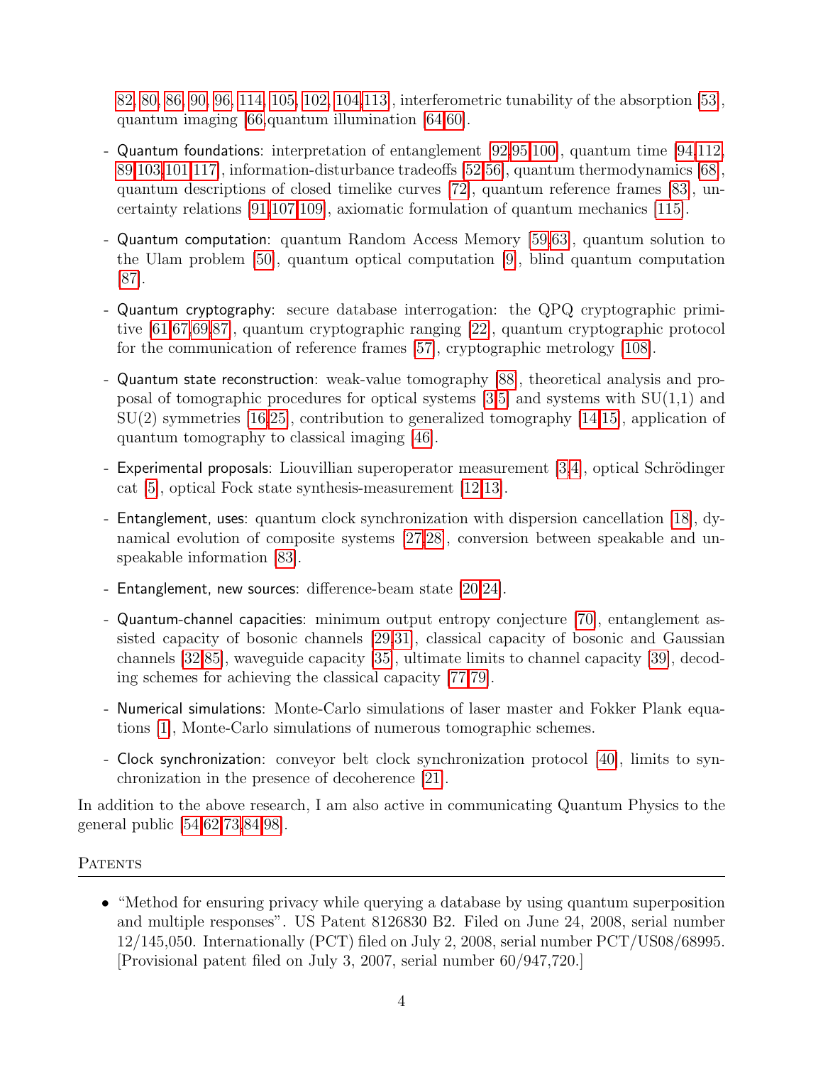82, 80, 86, 90, 96, 114, 105, 102, 104,113], interferometric tunability of the absorption [53], quantum imaging [66,quantum illumination [64,60].

- Quantum foundations: interpretation of entanglement [92,95,100], quantum time [94,112, 89,103,101,117], information-disturbance tradeoffs [52,56], quantum thermodynamics [68], quantum descriptions of closed timelike curves [72], quantum reference frames [83], uncertainty relations [91,107,109], axiomatic formulation of quantum mechanics [115].
- Quantum computation: quantum Random Access Memory [59,63], quantum solution to the Ulam problem [50], quantum optical computation [9], blind quantum computation [87].
- Quantum cryptography: secure database interrogation: the QPQ cryptographic primitive [61,67,69,87], quantum cryptographic ranging [22], quantum cryptographic protocol for the communication of reference frames [57], cryptographic metrology [108].
- Quantum state reconstruction: weak-value tomography [88], theoretical analysis and proposal of tomographic procedures for optical systems [3,5] and systems with SU(1,1) and SU(2) symmetries [16,25], contribution to generalized tomography [14,15], application of quantum tomography to classical imaging [46].
- Experimental proposals: Liouvillian superoperator measurement [3,4], optical Schrödinger cat [5], optical Fock state synthesis-measurement [12,13].
- Entanglement, uses: quantum clock synchronization with dispersion cancellation [18], dynamical evolution of composite systems [27,28], conversion between speakable and unspeakable information [83].
- Entanglement, new sources: difference-beam state [20,24].
- Quantum-channel capacities: minimum output entropy conjecture [70], entanglement assisted capacity of bosonic channels [29,31], classical capacity of bosonic and Gaussian channels [32,85], waveguide capacity [35], ultimate limits to channel capacity [39], decoding schemes for achieving the classical capacity [77,79].
- Numerical simulations: Monte-Carlo simulations of laser master and Fokker Plank equations [1], Monte-Carlo simulations of numerous tomographic schemes.
- Clock synchronization: conveyor belt clock synchronization protocol [40], limits to synchronization in the presence of decoherence [21].

In addition to the above research, I am also active in communicating Quantum Physics to the general public [54,62,73,84,98].

## Patents

- "Method for ensuring privacy while querying a database by using quantum superposition and multiple responses". US Patent 8126830 B2. Filed on June 24, 2008, serial number 12/145,050. Internationally (PCT) filed on July 2, 2008, serial number PCT/US08/68995. [Provisional patent filed on July 3, 2007, serial number 60/947,720.]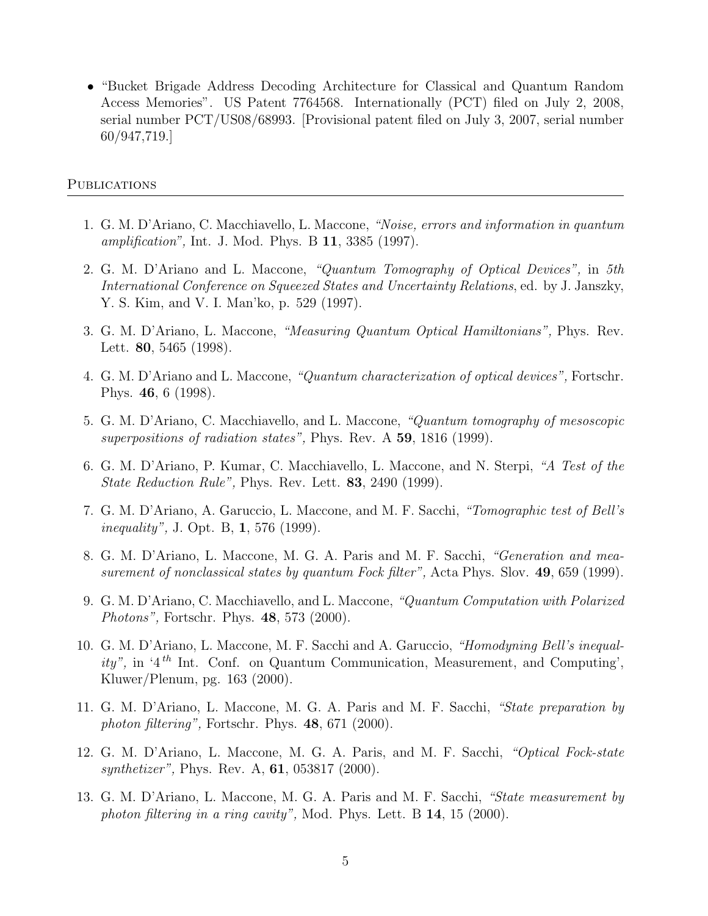- "Bucket Brigade Address Decoding Architecture for Classical and Quantum Random Access Memories". US Patent 7764568. Internationally (PCT) filed on July 2, 2008, serial number PCT/US08/68993. [Provisional patent filed on July 3, 2007, serial number 60/947,719.]

## Publications

1. G. M. D'Ariano, C. Macchiavello, L. Maccone, *"Noise, errors and information in quantum amplification",* Int. J. Mod. Phys. B **11**, 3385 (1997).

2. G. M. D'Ariano and L. Maccone, *"Quantum Tomography of Optical Devices",* in *5th International Conference on Squeezed States and Uncertainty Relations*, ed. by J. Janszky, Y. S. Kim, and V. I. Man'ko, p. 529 (1997).

3. G. M. D'Ariano, L. Maccone, *"Measuring Quantum Optical Hamiltonians",* Phys. Rev. Lett. **80**, 5465 (1998).

4. G. M. D'Ariano and L. Maccone, *"Quantum characterization of optical devices",* Fortschr. Phys. **46**, 6 (1998).

5. G. M. D'Ariano, C. Macchiavello, and L. Maccone, *"Quantum tomography of mesoscopic superpositions of radiation states",* Phys. Rev. A **59**, 1816 (1999).

6. G. M. D'Ariano, P. Kumar, C. Macchiavello, L. Maccone, and N. Sterpi, *"A Test of the State Reduction Rule",* Phys. Rev. Lett. **83**, 2490 (1999).

7. G. M. D'Ariano, A. Garuccio, L. Maccone, and M. F. Sacchi, *"Tomographic test of Bell's inequality",* J. Opt. B, **1**, 576 (1999).

8. G. M. D'Ariano, L. Maccone, M. G. A. Paris and M. F. Sacchi, *"Generation and measurement of nonclassical states by quantum Fock filter",* Acta Phys. Slov. **49**, 659 (1999).

9. G. M. D'Ariano, C. Macchiavello, and L. Maccone, *"Quantum Computation with Polarized Photons",* Fortschr. Phys. **48**, 573 (2000).

10. G. M. D'Ariano, L. Maccone, M. F. Sacchi and A. Garuccio, *"Homodyning Bell's inequality",* in '$4^{th}$ Int. Conf. on Quantum Communication, Measurement, and Computing', Kluwer/Plenum, pg. 163 (2000).

11. G. M. D'Ariano, L. Maccone, M. G. A. Paris and M. F. Sacchi, *"State preparation by photon filtering",* Fortschr. Phys. **48**, 671 (2000).

12. G. M. D'Ariano, L. Maccone, M. G. A. Paris, and M. F. Sacchi, *"Optical Fock-state synthetizer",* Phys. Rev. A, **61**, 053817 (2000).

13. G. M. D'Ariano, L. Maccone, M. G. A. Paris and M. F. Sacchi, *"State measurement by photon filtering in a ring cavity",* Mod. Phys. Lett. B **14**, 15 (2000).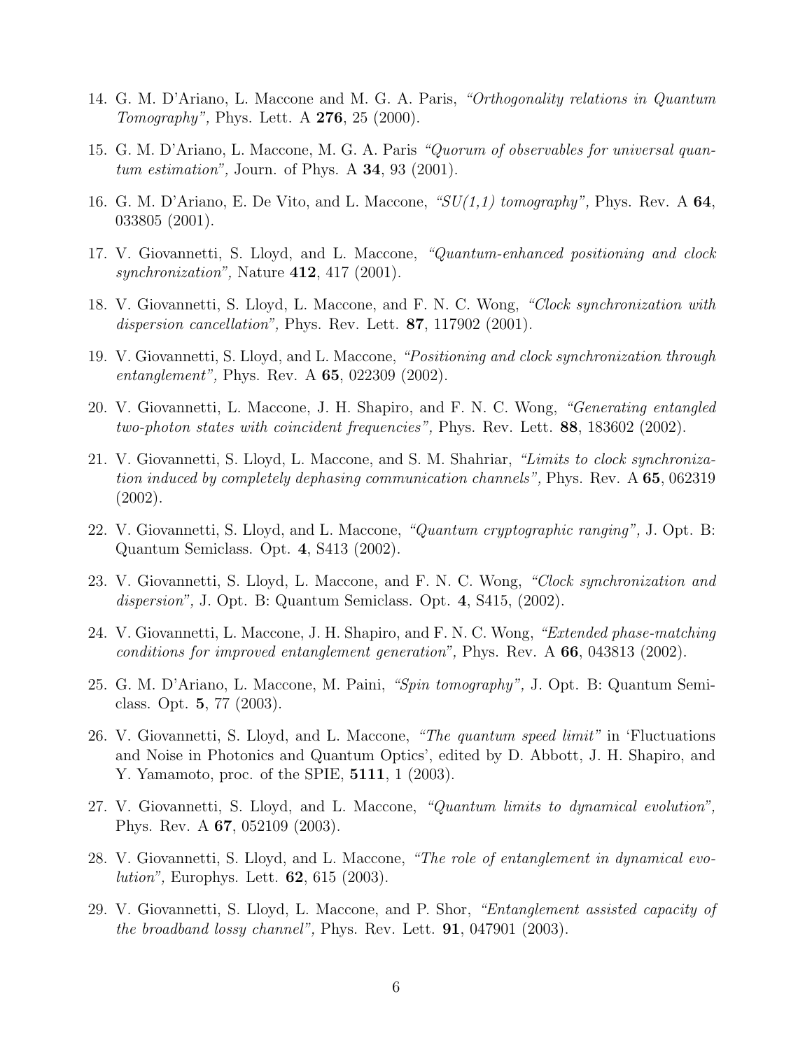14. G. M. D'Ariano, L. Maccone and M. G. A. Paris, *"Orthogonality relations in Quantum Tomography"*, Phys. Lett. A **276**, 25 (2000).

15. G. M. D'Ariano, L. Maccone, M. G. A. Paris *"Quorum of observables for universal quantum estimation"*, Journ. of Phys. A **34**, 93 (2001).

16. G. M. D'Ariano, E. De Vito, and L. Maccone, *"SU(1,1) tomography"*, Phys. Rev. A **64**, 033805 (2001).

17. V. Giovannetti, S. Lloyd, and L. Maccone, *"Quantum-enhanced positioning and clock synchronization"*, Nature **412**, 417 (2001).

18. V. Giovannetti, S. Lloyd, L. Maccone, and F. N. C. Wong, *"Clock synchronization with dispersion cancellation"*, Phys. Rev. Lett. **87**, 117902 (2001).

19. V. Giovannetti, S. Lloyd, and L. Maccone, *"Positioning and clock synchronization through entanglement"*, Phys. Rev. A **65**, 022309 (2002).

20. V. Giovannetti, L. Maccone, J. H. Shapiro, and F. N. C. Wong, *"Generating entangled two-photon states with coincident frequencies"*, Phys. Rev. Lett. **88**, 183602 (2002).

21. V. Giovannetti, S. Lloyd, L. Maccone, and S. M. Shahriar, *"Limits to clock synchronization induced by completely dephasing communication channels"*, Phys. Rev. A **65**, 062319 (2002).

22. V. Giovannetti, S. Lloyd, and L. Maccone, *"Quantum cryptographic ranging"*, J. Opt. B: Quantum Semiclass. Opt. **4**, S413 (2002).

23. V. Giovannetti, S. Lloyd, L. Maccone, and F. N. C. Wong, *"Clock synchronization and dispersion"*, J. Opt. B: Quantum Semiclass. Opt. **4**, S415, (2002).

24. V. Giovannetti, L. Maccone, J. H. Shapiro, and F. N. C. Wong, *"Extended phase-matching conditions for improved entanglement generation"*, Phys. Rev. A **66**, 043813 (2002).

25. G. M. D'Ariano, L. Maccone, M. Paini, *"Spin tomography"*, J. Opt. B: Quantum Semiclass. Opt. **5**, 77 (2003).

26. V. Giovannetti, S. Lloyd, and L. Maccone, *"The quantum speed limit"* in 'Fluctuations and Noise in Photonics and Quantum Optics', edited by D. Abbott, J. H. Shapiro, and Y. Yamamoto, proc. of the SPIE, **5111**, 1 (2003).

27. V. Giovannetti, S. Lloyd, and L. Maccone, *"Quantum limits to dynamical evolution"*, Phys. Rev. A **67**, 052109 (2003).

28. V. Giovannetti, S. Lloyd, and L. Maccone, *"The role of entanglement in dynamical evolution"*, Europhys. Lett. **62**, 615 (2003).

29. V. Giovannetti, S. Lloyd, L. Maccone, and P. Shor, *"Entanglement assisted capacity of the broadband lossy channel"*, Phys. Rev. Lett. **91**, 047901 (2003).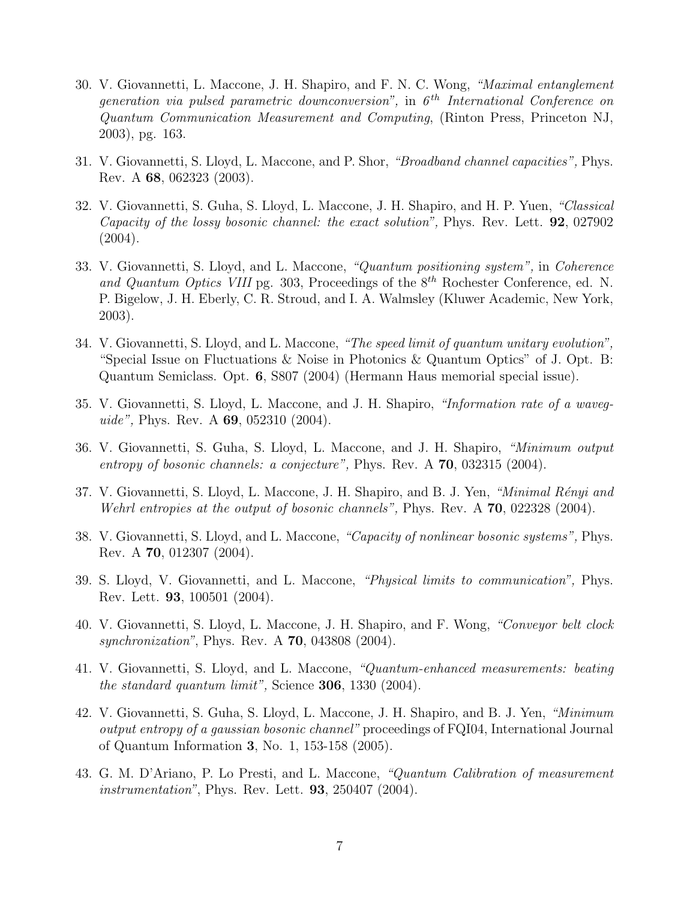30. V. Giovannetti, L. Maccone, J. H. Shapiro, and F. N. C. Wong, *"Maximal entanglement generation via pulsed parametric downconversion"*, in *6th International Conference on Quantum Communication Measurement and Computing*, (Rinton Press, Princeton NJ, 2003), pg. 163.

31. V. Giovannetti, S. Lloyd, L. Maccone, and P. Shor, *"Broadband channel capacities",* Phys. Rev. A **68**, 062323 (2003).

32. V. Giovannetti, S. Guha, S. Lloyd, L. Maccone, J. H. Shapiro, and H. P. Yuen, *"Classical Capacity of the lossy bosonic channel: the exact solution",* Phys. Rev. Lett. **92**, 027902 (2004).

33. V. Giovannetti, S. Lloyd, and L. Maccone, *"Quantum positioning system"*, in *Coherence and Quantum Optics VIII* pg. 303, Proceedings of the 8th Rochester Conference, ed. N. P. Bigelow, J. H. Eberly, C. R. Stroud, and I. A. Walmsley (Kluwer Academic, New York, 2003).

34. V. Giovannetti, S. Lloyd, and L. Maccone, *"The speed limit of quantum unitary evolution",* "Special Issue on Fluctuations & Noise in Photonics & Quantum Optics" of J. Opt. B: Quantum Semiclass. Opt. **6**, S807 (2004) (Hermann Haus memorial special issue).

35. V. Giovannetti, S. Lloyd, L. Maccone, and J. H. Shapiro, *"Information rate of a waveguide",* Phys. Rev. A **69**, 052310 (2004).

36. V. Giovannetti, S. Guha, S. Lloyd, L. Maccone, and J. H. Shapiro, *"Minimum output entropy of bosonic channels: a conjecture",* Phys. Rev. A **70**, 032315 (2004).

37. V. Giovannetti, S. Lloyd, L. Maccone, J. H. Shapiro, and B. J. Yen, *"Minimal Rényi and Wehrl entropies at the output of bosonic channels",* Phys. Rev. A **70**, 022328 (2004).

38. V. Giovannetti, S. Lloyd, and L. Maccone, *"Capacity of nonlinear bosonic systems",* Phys. Rev. A **70**, 012307 (2004).

39. S. Lloyd, V. Giovannetti, and L. Maccone, *"Physical limits to communication",* Phys. Rev. Lett. **93**, 100501 (2004).

40. V. Giovannetti, S. Lloyd, L. Maccone, J. H. Shapiro, and F. Wong, *"Conveyor belt clock synchronization"*, Phys. Rev. A **70**, 043808 (2004).

41. V. Giovannetti, S. Lloyd, and L. Maccone, *"Quantum-enhanced measurements: beating the standard quantum limit",* Science **306**, 1330 (2004).

42. V. Giovannetti, S. Guha, S. Lloyd, L. Maccone, J. H. Shapiro, and B. J. Yen, *"Minimum output entropy of a gaussian bosonic channel"* proceedings of FQI04, International Journal of Quantum Information **3**, No. 1, 153-158 (2005).

43. G. M. D'Ariano, P. Lo Presti, and L. Maccone, *"Quantum Calibration of measurement instrumentation"*, Phys. Rev. Lett. **93**, 250407 (2004).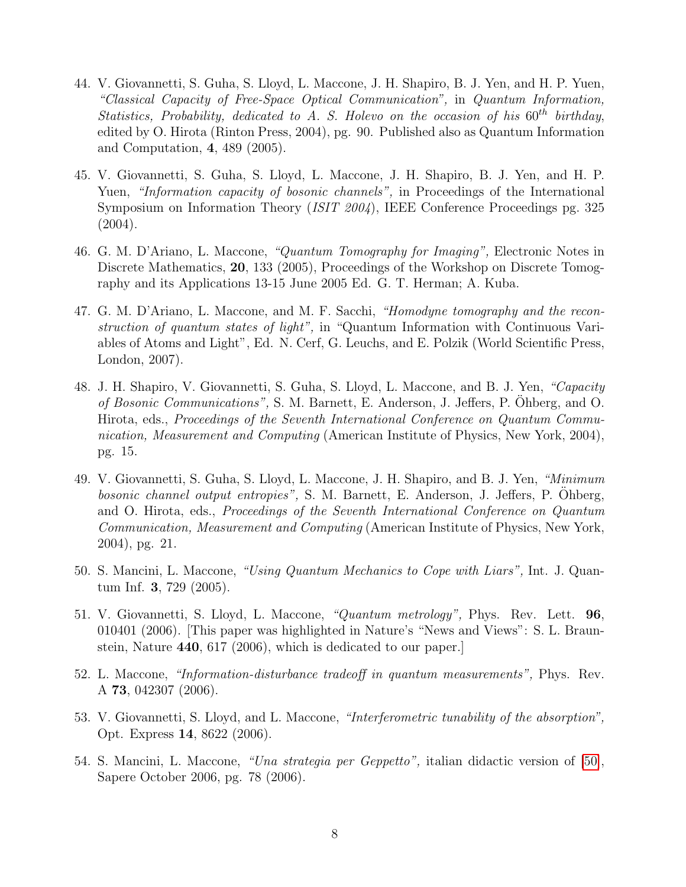44. V. Giovannetti, S. Guha, S. Lloyd, L. Maccone, J. H. Shapiro, B. J. Yen, and H. P. Yuen, *"Classical Capacity of Free-Space Optical Communication"*, in *Quantum Information, Statistics, Probability, dedicated to A. S. Holevo on the occasion of his* $60^{th}$ *birthday*, edited by O. Hirota (Rinton Press, 2004), pg. 90. Published also as Quantum Information and Computation, **4**, 489 (2005).

45. V. Giovannetti, S. Guha, S. Lloyd, L. Maccone, J. H. Shapiro, B. J. Yen, and H. P. Yuen, *"Information capacity of bosonic channels"*, in Proceedings of the International Symposium on Information Theory (*ISIT 2004*), IEEE Conference Proceedings pg. 325 (2004).

46. G. M. D'Ariano, L. Maccone, *"Quantum Tomography for Imaging"*, Electronic Notes in Discrete Mathematics, **20**, 133 (2005), Proceedings of the Workshop on Discrete Tomography and its Applications 13-15 June 2005 Ed. G. T. Herman; A. Kuba.

47. G. M. D'Ariano, L. Maccone, and M. F. Sacchi, *"Homodyne tomography and the reconstruction of quantum states of light"*, in "Quantum Information with Continuous Variables of Atoms and Light", Ed. N. Cerf, G. Leuchs, and E. Polzik (World Scientific Press, London, 2007).

48. J. H. Shapiro, V. Giovannetti, S. Guha, S. Lloyd, L. Maccone, and B. J. Yen, *"Capacity of Bosonic Communications"*, S. M. Barnett, E. Anderson, J. Jeffers, P. Öhberg, and O. Hirota, eds., *Proceedings of the Seventh International Conference on Quantum Communication, Measurement and Computing* (American Institute of Physics, New York, 2004), pg. 15.

49. V. Giovannetti, S. Guha, S. Lloyd, L. Maccone, J. H. Shapiro, and B. J. Yen, *"Minimum bosonic channel output entropies"*, S. M. Barnett, E. Anderson, J. Jeffers, P. Öhberg, and O. Hirota, eds., *Proceedings of the Seventh International Conference on Quantum Communication, Measurement and Computing* (American Institute of Physics, New York, 2004), pg. 21.

50. S. Mancini, L. Maccone, *"Using Quantum Mechanics to Cope with Liars"*, Int. J. Quantum Inf. **3**, 729 (2005).

51. V. Giovannetti, S. Lloyd, L. Maccone, *"Quantum metrology"*, Phys. Rev. Lett. **96**, 010401 (2006). [This paper was highlighted in Nature's "News and Views": S. L. Braunstein, Nature **440**, 617 (2006), which is dedicated to our paper.]

52. L. Maccone, *"Information-disturbance tradeoff in quantum measurements"*, Phys. Rev. A **73**, 042307 (2006).

53. V. Giovannetti, S. Lloyd, and L. Maccone, *"Interferometric tunability of the absorption"*, Opt. Express **14**, 8622 (2006).

54. S. Mancini, L. Maccone, *"Una strategia per Geppetto"*, italian didactic version of [50], Sapere October 2006, pg. 78 (2006).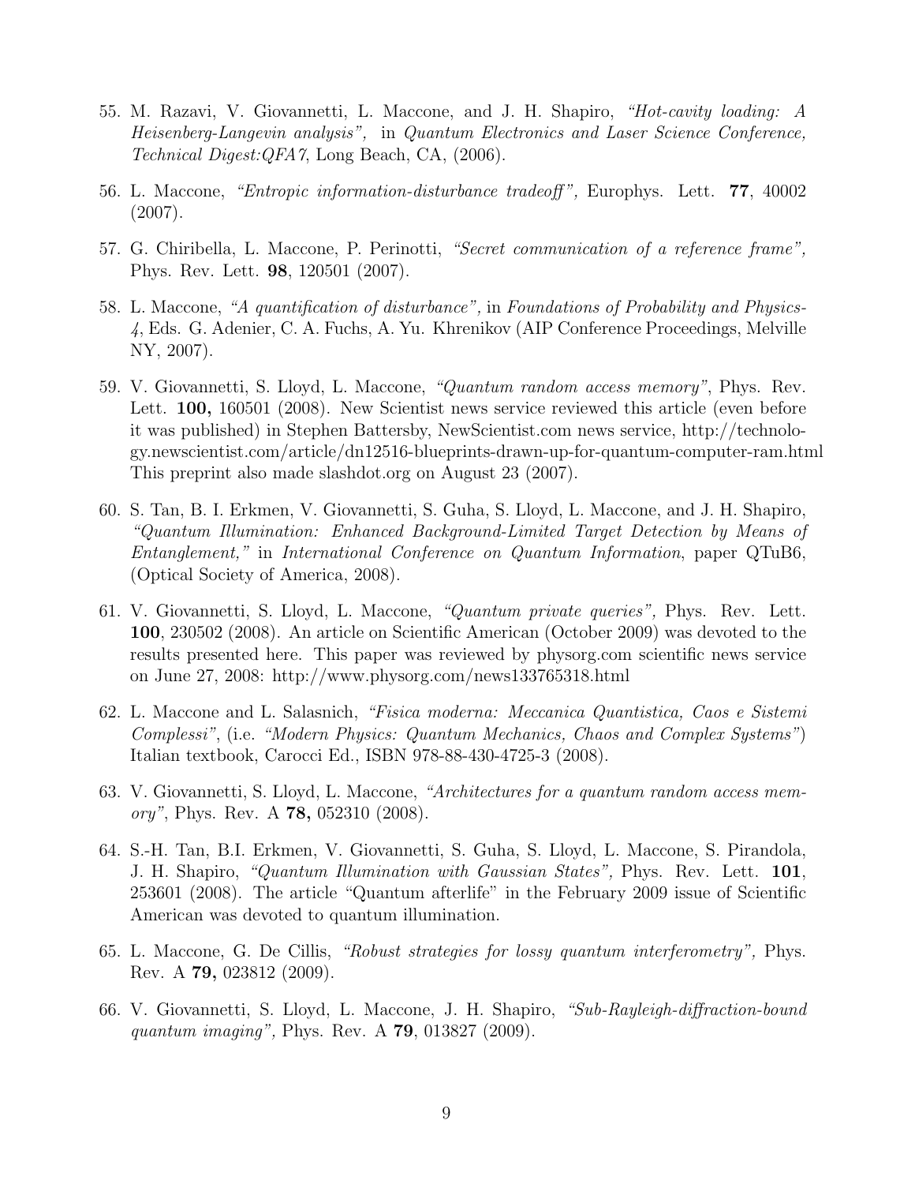55. M. Razavi, V. Giovannetti, L. Maccone, and J. H. Shapiro, *"Hot-cavity loading: A Heisenberg-Langevin analysis",* in *Quantum Electronics and Laser Science Conference, Technical Digest:QFA7*, Long Beach, CA, (2006).

56. L. Maccone, *"Entropic information-disturbance tradeoff",* Europhys. Lett. **77**, 40002 (2007).

57. G. Chiribella, L. Maccone, P. Perinotti, *"Secret communication of a reference frame",* Phys. Rev. Lett. **98**, 120501 (2007).

58. L. Maccone, *"A quantification of disturbance",* in *Foundations of Probability and Physics-4*, Eds. G. Adenier, C. A. Fuchs, A. Yu. Khrenikov (AIP Conference Proceedings, Melville NY, 2007).

59. V. Giovannetti, S. Lloyd, L. Maccone, *"Quantum random access memory"*, Phys. Rev. Lett. **100,** 160501 (2008). New Scientist news service reviewed this article (even before it was published) in Stephen Battersby, NewScientist.com news service, http://technology.newscientist.com/article/dn12516-blueprints-drawn-up-for-quantum-computer-ram.html This preprint also made slashdot.org on August 23 (2007).

60. S. Tan, B. I. Erkmen, V. Giovannetti, S. Guha, S. Lloyd, L. Maccone, and J. H. Shapiro, *"Quantum Illumination: Enhanced Background-Limited Target Detection by Means of Entanglement,"* in *International Conference on Quantum Information*, paper QTuB6, (Optical Society of America, 2008).

61. V. Giovannetti, S. Lloyd, L. Maccone, *"Quantum private queries",* Phys. Rev. Lett. **100**, 230502 (2008). An article on Scientific American (October 2009) was devoted to the results presented here. This paper was reviewed by physorg.com scientific news service on June 27, 2008: http://www.physorg.com/news133765318.html

62. L. Maccone and L. Salasnich, *"Fisica moderna: Meccanica Quantistica, Caos e Sistemi Complessi"*, (i.e. *"Modern Physics: Quantum Mechanics, Chaos and Complex Systems"*) Italian textbook, Carocci Ed., ISBN 978-88-430-4725-3 (2008).

63. V. Giovannetti, S. Lloyd, L. Maccone, *"Architectures for a quantum random access memory"*, Phys. Rev. A **78,** 052310 (2008).

64. S.-H. Tan, B.I. Erkmen, V. Giovannetti, S. Guha, S. Lloyd, L. Maccone, S. Pirandola, J. H. Shapiro, *"Quantum Illumination with Gaussian States",* Phys. Rev. Lett. **101**, 253601 (2008). The article "Quantum afterlife" in the February 2009 issue of Scientific American was devoted to quantum illumination.

65. L. Maccone, G. De Cillis, *"Robust strategies for lossy quantum interferometry",* Phys. Rev. A **79,** 023812 (2009).

66. V. Giovannetti, S. Lloyd, L. Maccone, J. H. Shapiro, *"Sub-Rayleigh-diffraction-bound quantum imaging",* Phys. Rev. A **79**, 013827 (2009).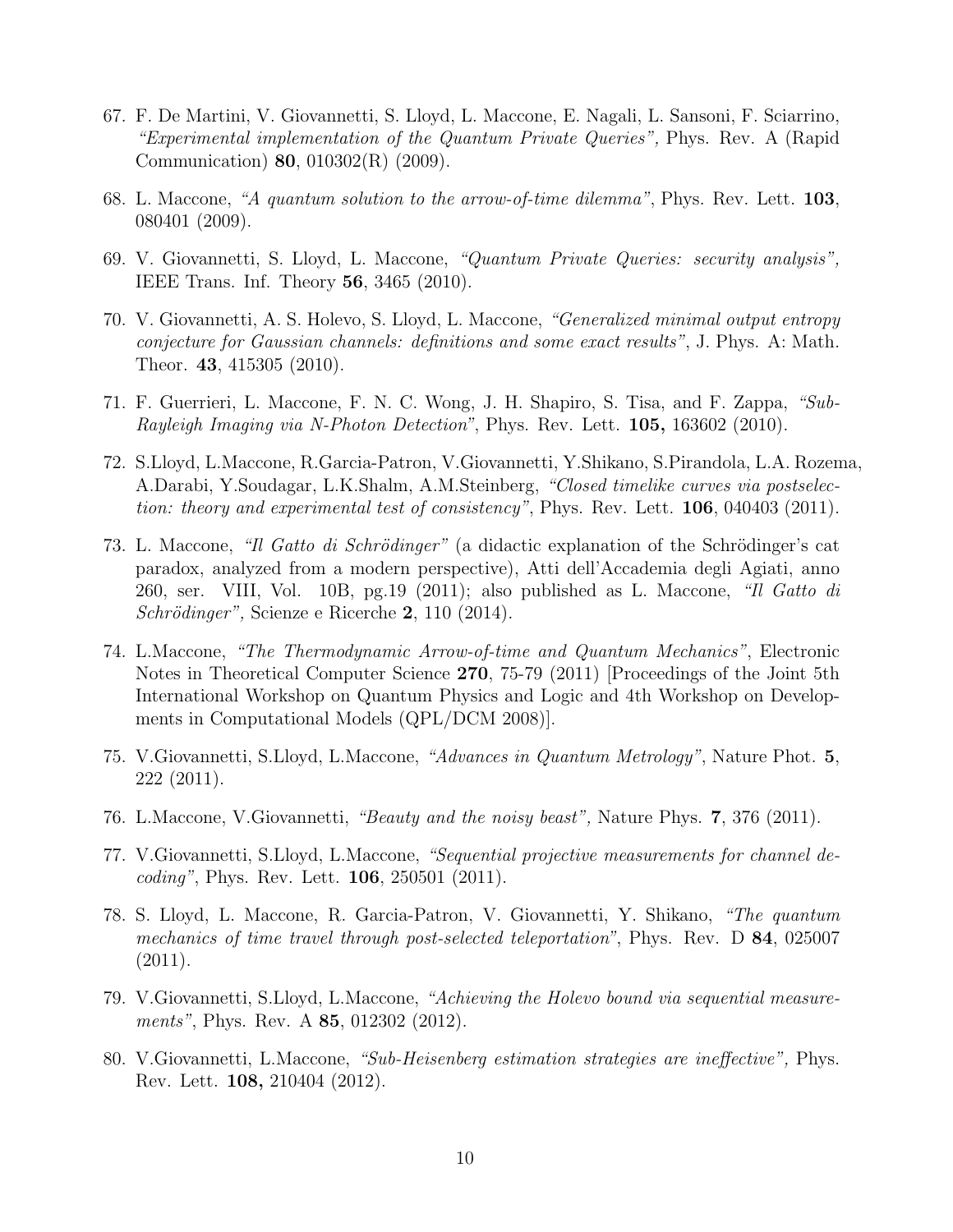67. F. De Martini, V. Giovannetti, S. Lloyd, L. Maccone, E. Nagali, L. Sansoni, F. Sciarrino, *"Experimental implementation of the Quantum Private Queries"*, Phys. Rev. A (Rapid Communication) **80**, 010302(R) (2009).

68. L. Maccone, *"A quantum solution to the arrow-of-time dilemma"*, Phys. Rev. Lett. **103**, 080401 (2009).

69. V. Giovannetti, S. Lloyd, L. Maccone, *"Quantum Private Queries: security analysis"*, IEEE Trans. Inf. Theory **56**, 3465 (2010).

70. V. Giovannetti, A. S. Holevo, S. Lloyd, L. Maccone, *"Generalized minimal output entropy conjecture for Gaussian channels: definitions and some exact results"*, J. Phys. A: Math. Theor. **43**, 415305 (2010).

71. F. Guerrieri, L. Maccone, F. N. C. Wong, J. H. Shapiro, S. Tisa, and F. Zappa, *"Sub-Rayleigh Imaging via N-Photon Detection"*, Phys. Rev. Lett. **105,** 163602 (2010).

72. S.Lloyd, L.Maccone, R.Garcia-Patron, V.Giovannetti, Y.Shikano, S.Pirandola, L.A. Rozema, A.Darabi, Y.Soudagar, L.K.Shalm, A.M.Steinberg, *"Closed timelike curves via postselection: theory and experimental test of consistency"*, Phys. Rev. Lett. **106**, 040403 (2011).

73. L. Maccone, *"Il Gatto di Schrödinger"* (a didactic explanation of the Schrödinger's cat paradox, analyzed from a modern perspective), Atti dell'Accademia degli Agiati, anno 260, ser. VIII, Vol. 10B, pg.19 (2011); also published as L. Maccone, *"Il Gatto di Schrödinger"*, Scienze e Ricerche **2**, 110 (2014).

74. L.Maccone, *"The Thermodynamic Arrow-of-time and Quantum Mechanics"*, Electronic Notes in Theoretical Computer Science **270**, 75-79 (2011) [Proceedings of the Joint 5th International Workshop on Quantum Physics and Logic and 4th Workshop on Developments in Computational Models (QPL/DCM 2008)].

75. V.Giovannetti, S.Lloyd, L.Maccone, *"Advances in Quantum Metrology"*, Nature Phot. **5**, 222 (2011).

76. L.Maccone, V.Giovannetti, *"Beauty and the noisy beast"*, Nature Phys. **7**, 376 (2011).

77. V.Giovannetti, S.Lloyd, L.Maccone, *"Sequential projective measurements for channel decoding"*, Phys. Rev. Lett. **106**, 250501 (2011).

78. S. Lloyd, L. Maccone, R. Garcia-Patron, V. Giovannetti, Y. Shikano, *"The quantum mechanics of time travel through post-selected teleportation"*, Phys. Rev. D **84**, 025007 (2011).

79. V.Giovannetti, S.Lloyd, L.Maccone, *"Achieving the Holevo bound via sequential measurements"*, Phys. Rev. A **85**, 012302 (2012).

80. V.Giovannetti, L.Maccone, *"Sub-Heisenberg estimation strategies are ineffective"*, Phys. Rev. Lett. **108,** 210404 (2012).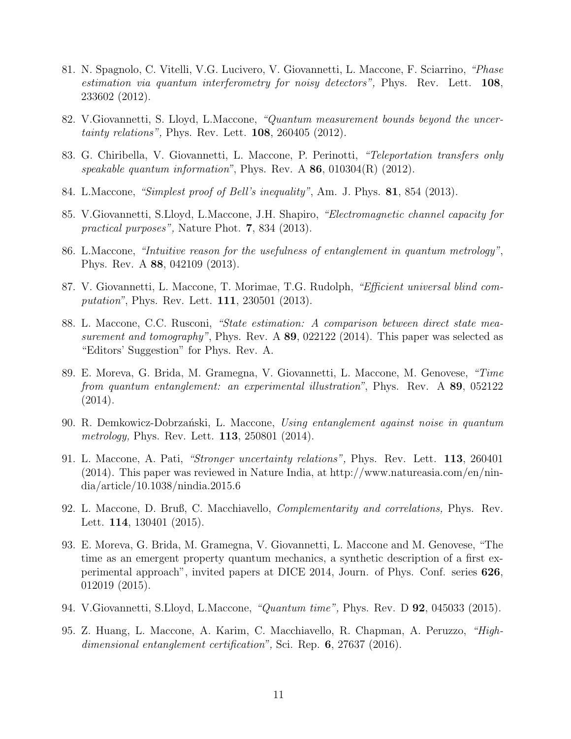81. N. Spagnolo, C. Vitelli, V.G. Lucivero, V. Giovannetti, L. Maccone, F. Sciarrino, *"Phase estimation via quantum interferometry for noisy detectors"*, Phys. Rev. Lett. **108**, 233602 (2012).

82. V.Giovannetti, S. Lloyd, L.Maccone, *"Quantum measurement bounds beyond the uncertainty relations"*, Phys. Rev. Lett. **108**, 260405 (2012).

83. G. Chiribella, V. Giovannetti, L. Maccone, P. Perinotti, *"Teleportation transfers only speakable quantum information"*, Phys. Rev. A **86**, 010304(R) (2012).

84. L.Maccone, *"Simplest proof of Bell's inequality"*, Am. J. Phys. **81**, 854 (2013).

85. V.Giovannetti, S.Lloyd, L.Maccone, J.H. Shapiro, *"Electromagnetic channel capacity for practical purposes"*, Nature Phot. **7**, 834 (2013).

86. L.Maccone, *"Intuitive reason for the usefulness of entanglement in quantum metrology"*, Phys. Rev. A **88**, 042109 (2013).

87. V. Giovannetti, L. Maccone, T. Morimae, T.G. Rudolph, *"Efficient universal blind computation"*, Phys. Rev. Lett. **111**, 230501 (2013).

88. L. Maccone, C.C. Rusconi, *"State estimation: A comparison between direct state measurement and tomography"*, Phys. Rev. A **89**, 022122 (2014). This paper was selected as "Editors' Suggestion" for Phys. Rev. A.

89. E. Moreva, G. Brida, M. Gramegna, V. Giovannetti, L. Maccone, M. Genovese, *"Time from quantum entanglement: an experimental illustration"*, Phys. Rev. A **89**, 052122 (2014).

90. R. Demkowicz-Dobrzański, L. Maccone, *Using entanglement against noise in quantum metrology,* Phys. Rev. Lett. **113**, 250801 (2014).

91. L. Maccone, A. Pati, *"Stronger uncertainty relations"*, Phys. Rev. Lett. **113**, 260401 (2014). This paper was reviewed in Nature India, at http://www.natureasia.com/en/nindia/article/10.1038/nindia.2015.6

92. L. Maccone, D. Bruß, C. Macchiavello, *Complementarity and correlations,* Phys. Rev. Lett. **114**, 130401 (2015).

93. E. Moreva, G. Brida, M. Gramegna, V. Giovannetti, L. Maccone and M. Genovese, "The time as an emergent property quantum mechanics, a synthetic description of a first experimental approach", invited papers at DICE 2014, Journ. of Phys. Conf. series **626**, 012019 (2015).

94. V.Giovannetti, S.Lloyd, L.Maccone, *"Quantum time"*, Phys. Rev. D **92**, 045033 (2015).

95. Z. Huang, L. Maccone, A. Karim, C. Macchiavello, R. Chapman, A. Peruzzo, *"High-dimensional entanglement certification"*, Sci. Rep. **6**, 27637 (2016).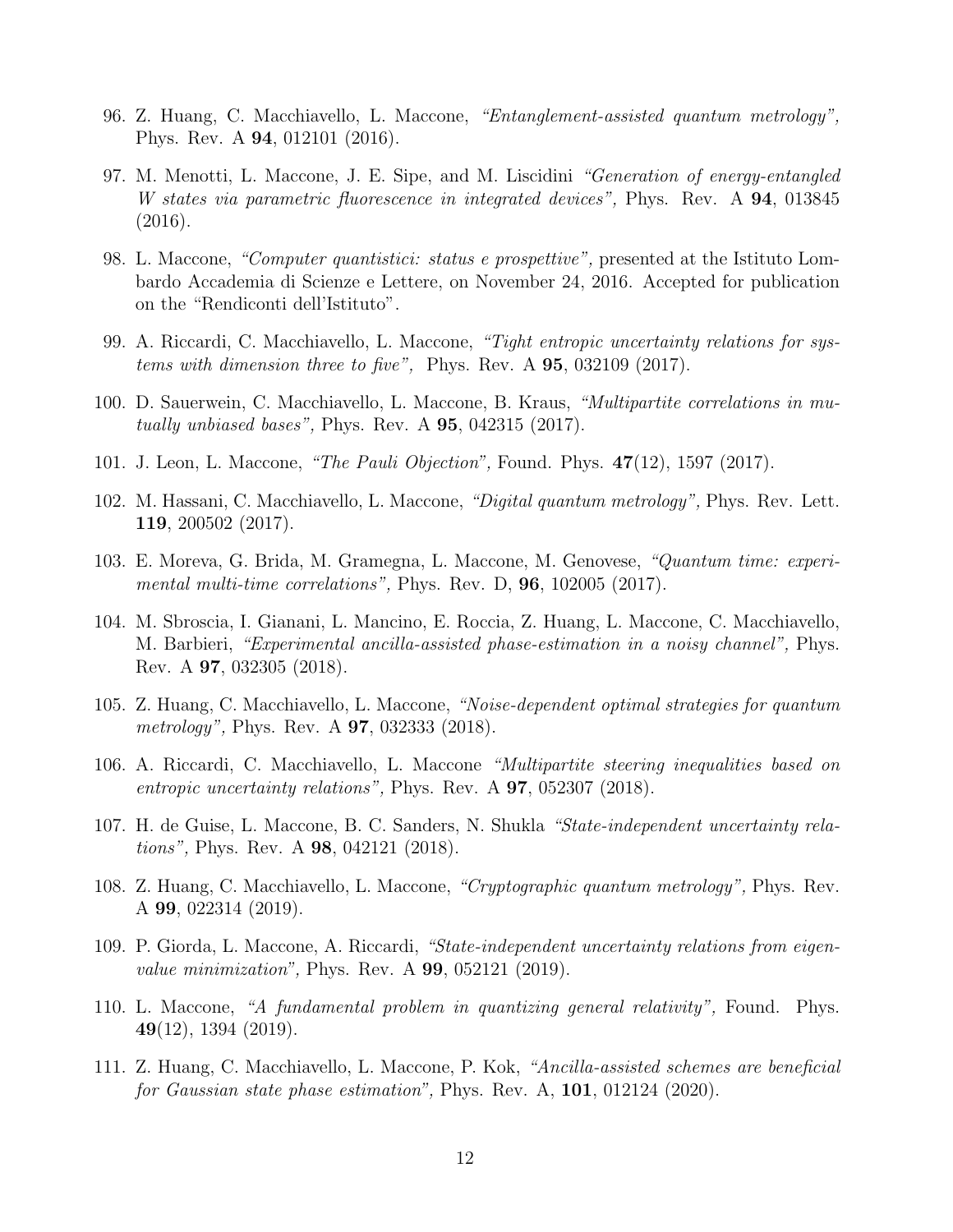96. Z. Huang, C. Macchiavello, L. Maccone, *"Entanglement-assisted quantum metrology",* Phys. Rev. A **94**, 012101 (2016).

97. M. Menotti, L. Maccone, J. E. Sipe, and M. Liscidini *"Generation of energy-entangled W states via parametric fluorescence in integrated devices",* Phys. Rev. A **94**, 013845 (2016).

98. L. Maccone, *"Computer quantistici: status e prospettive",* presented at the Istituto Lombardo Accademia di Scienze e Lettere, on November 24, 2016. Accepted for publication on the "Rendiconti dell'Istituto".

99. A. Riccardi, C. Macchiavello, L. Maccone, *"Tight entropic uncertainty relations for systems with dimension three to five",* Phys. Rev. A **95**, 032109 (2017).

100. D. Sauerwein, C. Macchiavello, L. Maccone, B. Kraus, *"Multipartite correlations in mutually unbiased bases",* Phys. Rev. A **95**, 042315 (2017).

101. J. Leon, L. Maccone, *"The Pauli Objection",* Found. Phys. **47**(12), 1597 (2017).

102. M. Hassani, C. Macchiavello, L. Maccone, *"Digital quantum metrology",* Phys. Rev. Lett. **119**, 200502 (2017).

103. E. Moreva, G. Brida, M. Gramegna, L. Maccone, M. Genovese, *"Quantum time: experimental multi-time correlations",* Phys. Rev. D, **96**, 102005 (2017).

104. M. Sbroscia, I. Gianani, L. Mancino, E. Roccia, Z. Huang, L. Maccone, C. Macchiavello, M. Barbieri, *"Experimental ancilla-assisted phase-estimation in a noisy channel",* Phys. Rev. A **97**, 032305 (2018).

105. Z. Huang, C. Macchiavello, L. Maccone, *"Noise-dependent optimal strategies for quantum metrology",* Phys. Rev. A **97**, 032333 (2018).

106. A. Riccardi, C. Macchiavello, L. Maccone *"Multipartite steering inequalities based on entropic uncertainty relations",* Phys. Rev. A **97**, 052307 (2018).

107. H. de Guise, L. Maccone, B. C. Sanders, N. Shukla *"State-independent uncertainty relations",* Phys. Rev. A **98**, 042121 (2018).

108. Z. Huang, C. Macchiavello, L. Maccone, *"Cryptographic quantum metrology",* Phys. Rev. A **99**, 022314 (2019).

109. P. Giorda, L. Maccone, A. Riccardi, *"State-independent uncertainty relations from eigenvalue minimization",* Phys. Rev. A **99**, 052121 (2019).

110. L. Maccone, *"A fundamental problem in quantizing general relativity",* Found. Phys. **49**(12), 1394 (2019).

111. Z. Huang, C. Macchiavello, L. Maccone, P. Kok, *"Ancilla-assisted schemes are beneficial for Gaussian state phase estimation",* Phys. Rev. A, **101**, 012124 (2020).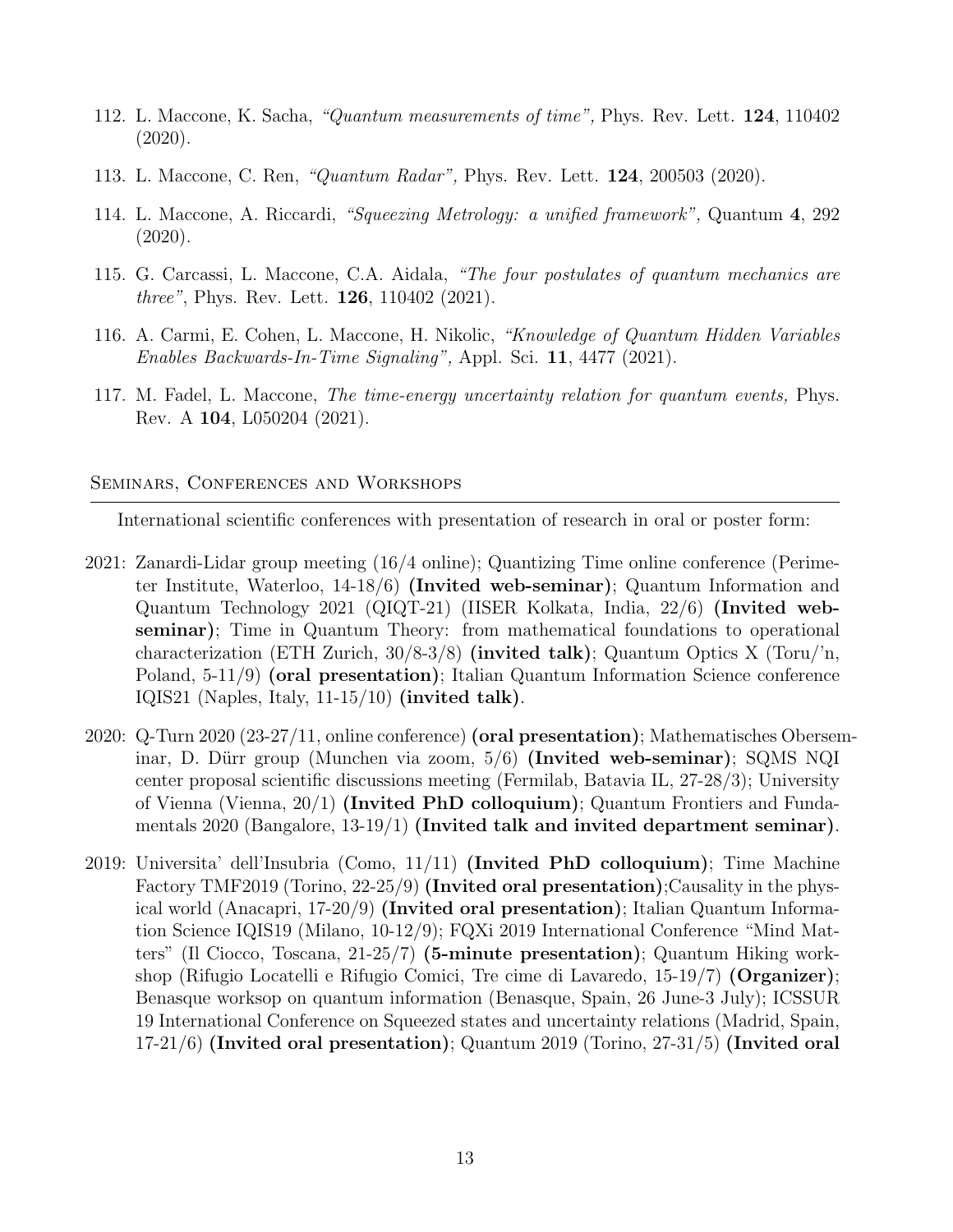112. L. Maccone, K. Sacha, *"Quantum measurements of time",* Phys. Rev. Lett. **124**, 110402 (2020).

113. L. Maccone, C. Ren, *"Quantum Radar",* Phys. Rev. Lett. **124**, 200503 (2020).

114. L. Maccone, A. Riccardi, *"Squeezing Metrology: a unified framework",* Quantum **4**, 292 (2020).

115. G. Carcassi, L. Maccone, C.A. Aidala, *"The four postulates of quantum mechanics are three"*, Phys. Rev. Lett. **126**, 110402 (2021).

116. A. Carmi, E. Cohen, L. Maccone, H. Nikolic, *"Knowledge of Quantum Hidden Variables Enables Backwards-In-Time Signaling",* Appl. Sci. **11**, 4477 (2021).

117. M. Fadel, L. Maccone, *The time-energy uncertainty relation for quantum events,* Phys. Rev. A **104**, L050204 (2021).

## Seminars, Conferences and Workshops

International scientific conferences with presentation of research in oral or poster form:

2021: Zanardi-Lidar group meeting (16/4 online); Quantizing Time online conference (Perimeter Institute, Waterloo, 14-18/6) **(Invited web-seminar)**; Quantum Information and Quantum Technology 2021 (QIQT-21) (IISER Kolkata, India, 22/6) **(Invited web-seminar)**; Time in Quantum Theory: from mathematical foundations to operational characterization (ETH Zurich, 30/8-3/8) **(invited talk)**; Quantum Optics X (Toru/'n, Poland, 5-11/9) **(oral presentation)**; Italian Quantum Information Science conference IQIS21 (Naples, Italy, 11-15/10) **(invited talk)**.

2020: Q-Turn 2020 (23-27/11, online conference) **(oral presentation)**; Mathematisches Oberseminar, D. Dürr group (Munchen via zoom, 5/6) **(Invited web-seminar)**; SQMS NQI center proposal scientific discussions meeting (Fermilab, Batavia IL, 27-28/3); University of Vienna (Vienna, 20/1) **(Invited PhD colloquium)**; Quantum Frontiers and Fundamentals 2020 (Bangalore, 13-19/1) **(Invited talk and invited department seminar)**.

2019: Universita' dell'Insubria (Como, 11/11) **(Invited PhD colloquium)**; Time Machine Factory TMF2019 (Torino, 22-25/9) **(Invited oral presentation)**;Causality in the physical world (Anacapri, 17-20/9) **(Invited oral presentation)**; Italian Quantum Information Science IQIS19 (Milano, 10-12/9); FQXi 2019 International Conference "Mind Matters" (Il Ciocco, Toscana, 21-25/7) **(5-minute presentation)**; Quantum Hiking workshop (Rifugio Locatelli e Rifugio Comici, Tre cime di Lavaredo, 15-19/7) **(Organizer)**; Benasque worksop on quantum information (Benasque, Spain, 26 June-3 July); ICSSUR 19 International Conference on Squeezed states and uncertainty relations (Madrid, Spain, 17-21/6) **(Invited oral presentation)**; Quantum 2019 (Torino, 27-31/5) **(Invited oral**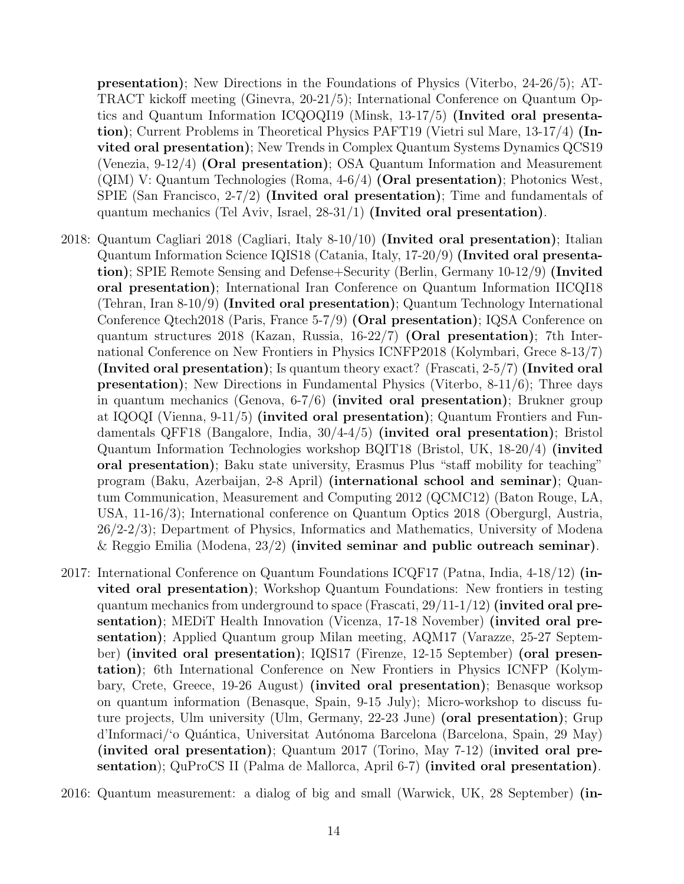**presentation)**; New Directions in the Foundations of Physics (Viterbo, 24-26/5); ATTRACT kickoff meeting (Ginevra, 20-21/5); International Conference on Quantum Optics and Quantum Information ICQOQI19 (Minsk, 13-17/5) **(Invited oral presentation)**; Current Problems in Theoretical Physics PAFT19 (Vietri sul Mare, 13-17/4) **(Invited oral presentation)**; New Trends in Complex Quantum Systems Dynamics QCS19 (Venezia, 9-12/4) **(Oral presentation)**; OSA Quantum Information and Measurement (QIM) V: Quantum Technologies (Roma, 4-6/4) **(Oral presentation)**; Photonics West, SPIE (San Francisco, 2-7/2) **(Invited oral presentation)**; Time and fundamentals of quantum mechanics (Tel Aviv, Israel, 28-31/1) **(Invited oral presentation)**.

2018: Quantum Cagliari 2018 (Cagliari, Italy 8-10/10) **(Invited oral presentation)**; Italian Quantum Information Science IQIS18 (Catania, Italy, 17-20/9) **(Invited oral presentation)**; SPIE Remote Sensing and Defense+Security (Berlin, Germany 10-12/9) **(Invited oral presentation)**; International Iran Conference on Quantum Information IICQI18 (Tehran, Iran 8-10/9) **(Invited oral presentation)**; Quantum Technology International Conference Qtech2018 (Paris, France 5-7/9) **(Oral presentation)**; IQSA Conference on quantum structures 2018 (Kazan, Russia, 16-22/7) **(Oral presentation)**; 7th International Conference on New Frontiers in Physics ICNFP2018 (Kolymbari, Grece 8-13/7) **(Invited oral presentation)**; Is quantum theory exact? (Frascati, 2-5/7) **(Invited oral presentation)**; New Directions in Fundamental Physics (Viterbo, 8-11/6); Three days in quantum mechanics (Genova, 6-7/6) **(invited oral presentation)**; Brukner group at IQOQI (Vienna, 9-11/5) **(invited oral presentation)**; Quantum Frontiers and Fundamentals QFF18 (Bangalore, India, 30/4-4/5) **(invited oral presentation)**; Bristol Quantum Information Technologies workshop BQIT18 (Bristol, UK, 18-20/4) **(invited oral presentation)**; Baku state university, Erasmus Plus "staff mobility for teaching" program (Baku, Azerbaijan, 2-8 April) **(international school and seminar)**; Quantum Communication, Measurement and Computing 2012 (QCMC12) (Baton Rouge, LA, USA, 11-16/3); International conference on Quantum Optics 2018 (Obergurgl, Austria, 26/2-2/3); Department of Physics, Informatics and Mathematics, University of Modena & Reggio Emilia (Modena, 23/2) **(invited seminar and public outreach seminar)**.

2017: International Conference on Quantum Foundations ICQF17 (Patna, India, 4-18/12) **(invited oral presentation)**; Workshop Quantum Foundations: New frontiers in testing quantum mechanics from underground to space (Frascati, 29/11-1/12) **(invited oral presentation)**; MEDiT Health Innovation (Vicenza, 17-18 November) **(invited oral presentation)**; Applied Quantum group Milan meeting, AQM17 (Varazze, 25-27 September) **(invited oral presentation)**; IQIS17 (Firenze, 12-15 September) **(oral presentation)**; 6th International Conference on New Frontiers in Physics ICNFP (Kolymbary, Crete, Greece, 19-26 August) **(invited oral presentation)**; Benasque worksop on quantum information (Benasque, Spain, 9-15 July); Micro-workshop to discuss future projects, Ulm university (Ulm, Germany, 22-23 June) **(oral presentation)**; Grup d'Informaci/'o Quántica, Universitat Autónoma Barcelona (Barcelona, Spain, 29 May) **(invited oral presentation)**; Quantum 2017 (Torino, May 7-12) (**invited oral presentation**); QuProCS II (Palma de Mallorca, April 6-7) **(invited oral presentation)**.

2016: Quantum measurement: a dialog of big and small (Warwick, UK, 28 September) **(in-**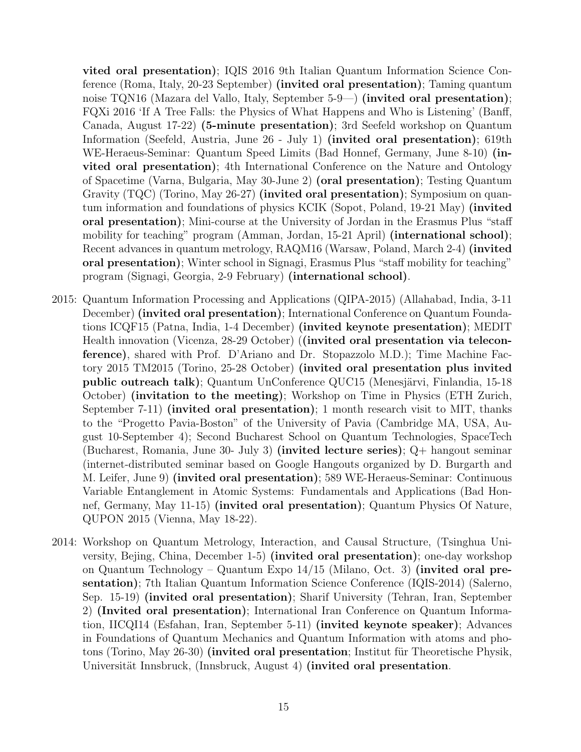**vited oral presentation)**; IQIS 2016 9th Italian Quantum Information Science Conference (Roma, Italy, 20-23 September) **(invited oral presentation)**; Taming quantum noise TQN16 (Mazara del Vallo, Italy, September 5-9—) **(invited oral presentation)**; FQXi 2016 'If A Tree Falls: the Physics of What Happens and Who is Listening' (Banff, Canada, August 17-22) **(5-minute presentation)**; 3rd Seefeld workshop on Quantum Information (Seefeld, Austria, June 26 - July 1) **(invited oral presentation)**; 619th WE-Heraeus-Seminar: Quantum Speed Limits (Bad Honnef, Germany, June 8-10) **(invited oral presentation)**; 4th International Conference on the Nature and Ontology of Spacetime (Varna, Bulgaria, May 30-June 2) **(oral presentation)**; Testing Quantum Gravity (TQC) (Torino, May 26-27) **(invited oral presentation)**; Symposium on quantum information and foundations of physics KCIK (Sopot, Poland, 19-21 May) **(invited oral presentation)**; Mini-course at the University of Jordan in the Erasmus Plus "staff mobility for teaching" program (Amman, Jordan, 15-21 April) **(international school)**; Recent advances in quantum metrology, RAQM16 (Warsaw, Poland, March 2-4) **(invited oral presentation)**; Winter school in Signagi, Erasmus Plus "staff mobility for teaching" program (Signagi, Georgia, 2-9 February) **(international school)**.

- 2015: Quantum Information Processing and Applications (QIPA-2015) (Allahabad, India, 3-11 December) **(invited oral presentation)**; International Conference on Quantum Foundations ICQF15 (Patna, India, 1-4 December) **(invited keynote presentation)**; MEDIT Health innovation (Vicenza, 28-29 October) (**(invited oral presentation via teleconference)**, shared with Prof. D'Ariano and Dr. Stopazzolo M.D.); Time Machine Factory 2015 TM2015 (Torino, 25-28 October) **(invited oral presentation plus invited public outreach talk)**; Quantum UnConference QUC15 (Menesjärvi, Finlandia, 15-18 October) **(invitation to the meeting)**; Workshop on Time in Physics (ETH Zurich, September 7-11) **(invited oral presentation)**; 1 month research visit to MIT, thanks to the "Progetto Pavia-Boston" of the University of Pavia (Cambridge MA, USA, August 10-September 4); Second Bucharest School on Quantum Technologies, SpaceTech (Bucharest, Romania, June 30- July 3) **(invited lecture series)**; Q+ hangout seminar (internet-distributed seminar based on Google Hangouts organized by D. Burgarth and M. Leifer, June 9) **(invited oral presentation)**; 589 WE-Heraeus-Seminar: Continuous Variable Entanglement in Atomic Systems: Fundamentals and Applications (Bad Honnef, Germany, May 11-15) **(invited oral presentation)**; Quantum Physics Of Nature, QUPON 2015 (Vienna, May 18-22).

- 2014: Workshop on Quantum Metrology, Interaction, and Causal Structure, (Tsinghua University, Bejing, China, December 1-5) **(invited oral presentation)**; one-day workshop on Quantum Technology – Quantum Expo 14/15 (Milano, Oct. 3) **(invited oral presentation)**; 7th Italian Quantum Information Science Conference (IQIS-2014) (Salerno, Sep. 15-19) **(invited oral presentation)**; Sharif University (Tehran, Iran, September 2) **(Invited oral presentation)**; International Iran Conference on Quantum Information, IICQI14 (Esfahan, Iran, September 5-11) **(invited keynote speaker)**; Advances in Foundations of Quantum Mechanics and Quantum Information with atoms and photons (Torino, May 26-30) **(invited oral presentation**; Institut für Theoretische Physik, Universität Innsbruck, (Innsbruck, August 4) **(invited oral presentation**.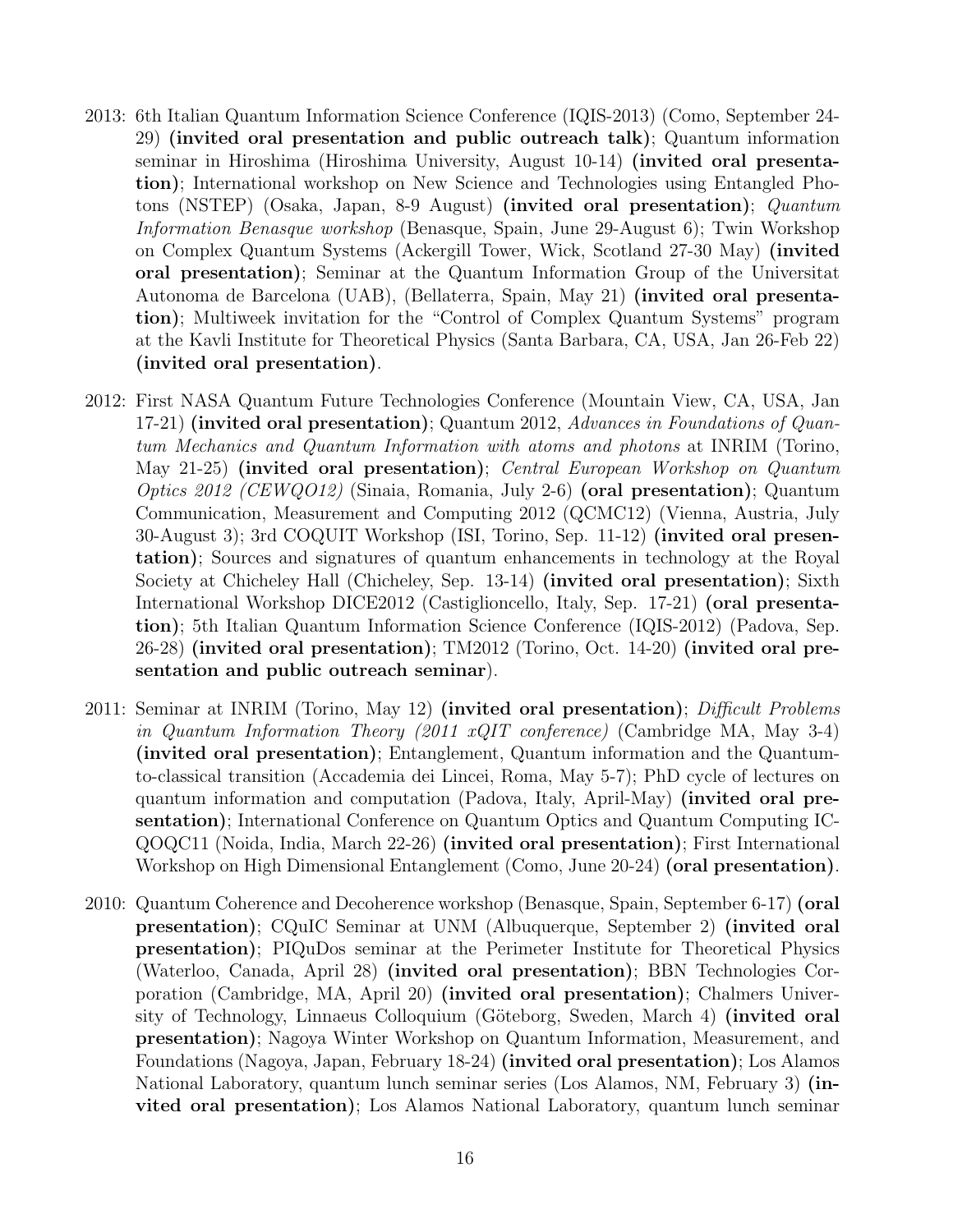- 2013: 6th Italian Quantum Information Science Conference (IQIS-2013) (Como, September 24-29) **(invited oral presentation and public outreach talk)**; Quantum information seminar in Hiroshima (Hiroshima University, August 10-14) **(invited oral presentation)**; International workshop on New Science and Technologies using Entangled Photons (NSTEP) (Osaka, Japan, 8-9 August) **(invited oral presentation)**; *Quantum Information Benasque workshop* (Benasque, Spain, June 29-August 6); Twin Workshop on Complex Quantum Systems (Ackergill Tower, Wick, Scotland 27-30 May) **(invited oral presentation)**; Seminar at the Quantum Information Group of the Universitat Autonoma de Barcelona (UAB), (Bellaterra, Spain, May 21) **(invited oral presentation)**; Multiweek invitation for the "Control of Complex Quantum Systems" program at the Kavli Institute for Theoretical Physics (Santa Barbara, CA, USA, Jan 26-Feb 22) **(invited oral presentation)**.

- 2012: First NASA Quantum Future Technologies Conference (Mountain View, CA, USA, Jan 17-21) **(invited oral presentation)**; Quantum 2012, *Advances in Foundations of Quantum Mechanics and Quantum Information with atoms and photons* at INRIM (Torino, May 21-25) **(invited oral presentation)**; *Central European Workshop on Quantum Optics 2012 (CEWQO12)* (Sinaia, Romania, July 2-6) **(oral presentation)**; Quantum Communication, Measurement and Computing 2012 (QCMC12) (Vienna, Austria, July 30-August 3); 3rd COQUIT Workshop (ISI, Torino, Sep. 11-12) **(invited oral presentation)**; Sources and signatures of quantum enhancements in technology at the Royal Society at Chicheley Hall (Chicheley, Sep. 13-14) **(invited oral presentation)**; Sixth International Workshop DICE2012 (Castiglioncello, Italy, Sep. 17-21) **(oral presentation)**; 5th Italian Quantum Information Science Conference (IQIS-2012) (Padova, Sep. 26-28) **(invited oral presentation)**; TM2012 (Torino, Oct. 14-20) **(invited oral presentation and public outreach seminar)**.

- 2011: Seminar at INRIM (Torino, May 12) **(invited oral presentation)**; *Difficult Problems in Quantum Information Theory (2011 xQIT conference)* (Cambridge MA, May 3-4) **(invited oral presentation)**; Entanglement, Quantum information and the Quantum-to-classical transition (Accademia dei Lincei, Roma, May 5-7); PhD cycle of lectures on quantum information and computation (Padova, Italy, April-May) **(invited oral presentation)**; International Conference on Quantum Optics and Quantum Computing ICQOQC11 (Noida, India, March 22-26) **(invited oral presentation)**; First International Workshop on High Dimensional Entanglement (Como, June 20-24) **(oral presentation)**.

- 2010: Quantum Coherence and Decoherence workshop (Benasque, Spain, September 6-17) **(oral presentation)**; CQuIC Seminar at UNM (Albuquerque, September 2) **(invited oral presentation)**; PIQuDos seminar at the Perimeter Institute for Theoretical Physics (Waterloo, Canada, April 28) **(invited oral presentation)**; BBN Technologies Corporation (Cambridge, MA, April 20) **(invited oral presentation)**; Chalmers University of Technology, Linnaeus Colloquium (Göteborg, Sweden, March 4) **(invited oral presentation)**; Nagoya Winter Workshop on Quantum Information, Measurement, and Foundations (Nagoya, Japan, February 18-24) **(invited oral presentation)**; Los Alamos National Laboratory, quantum lunch seminar series (Los Alamos, NM, February 3) **(invited oral presentation)**; Los Alamos National Laboratory, quantum lunch seminar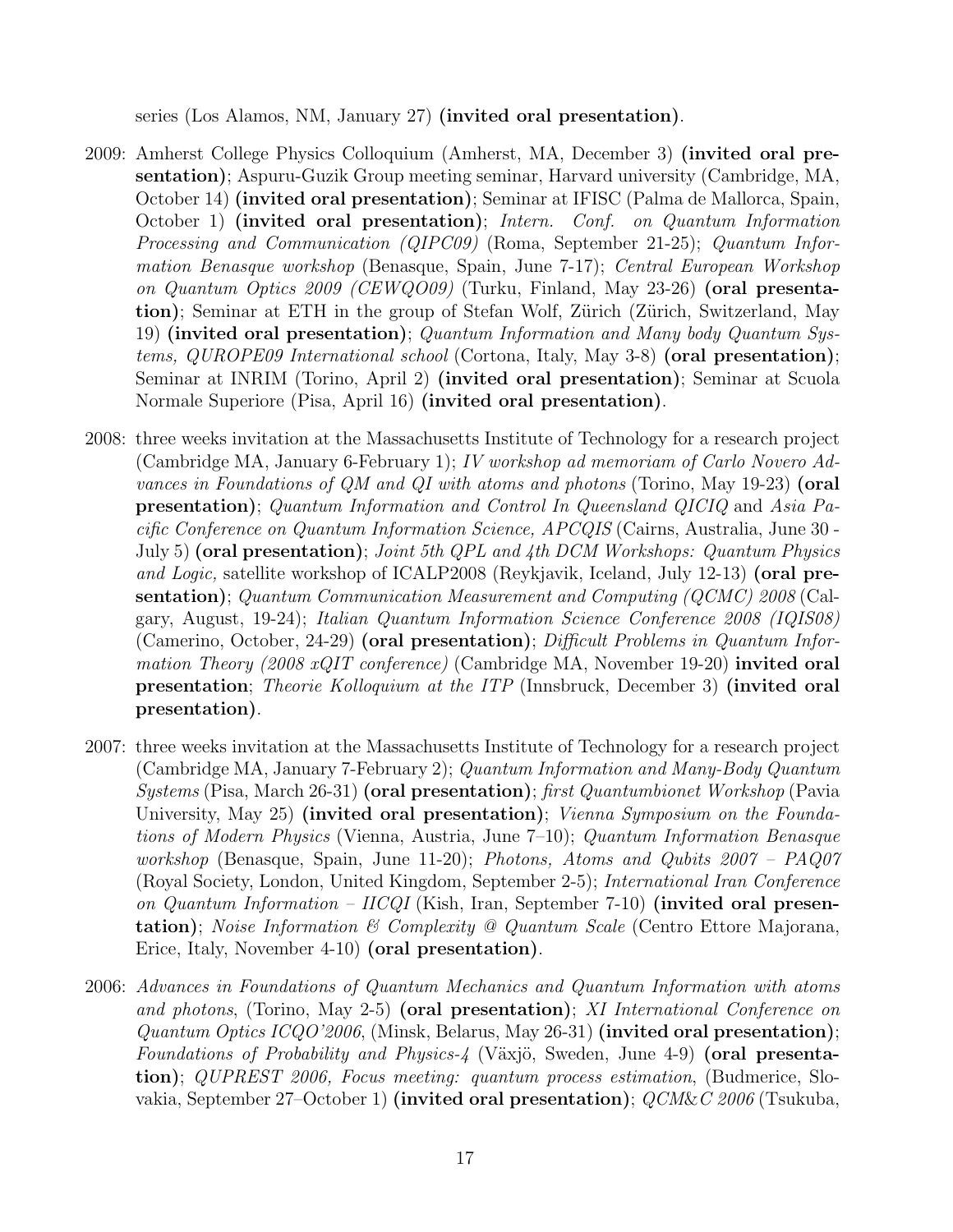series (Los Alamos, NM, January 27) **(invited oral presentation)**.

2009: Amherst College Physics Colloquium (Amherst, MA, December 3) **(invited oral presentation)**; Aspuru-Guzik Group meeting seminar, Harvard university (Cambridge, MA, October 14) **(invited oral presentation)**; Seminar at IFISC (Palma de Mallorca, Spain, October 1) **(invited oral presentation)**; *Intern. Conf. on Quantum Information Processing and Communication (QIPC09)* (Roma, September 21-25); *Quantum Information Benasque workshop* (Benasque, Spain, June 7-17); *Central European Workshop on Quantum Optics 2009 (CEWQO09)* (Turku, Finland, May 23-26) **(oral presentation)**; Seminar at ETH in the group of Stefan Wolf, Zürich (Zürich, Switzerland, May 19) **(invited oral presentation)**; *Quantum Information and Many body Quantum Systems, QUROPE09 International school* (Cortona, Italy, May 3-8) **(oral presentation)**; Seminar at INRIM (Torino, April 2) **(invited oral presentation)**; Seminar at Scuola Normale Superiore (Pisa, April 16) **(invited oral presentation)**.

2008: three weeks invitation at the Massachusetts Institute of Technology for a research project (Cambridge MA, January 6-February 1); *IV workshop ad memoriam of Carlo Novero Advances in Foundations of QM and QI with atoms and photons* (Torino, May 19-23) **(oral presentation)**; *Quantum Information and Control In Queensland QICIQ* and *Asia Pacific Conference on Quantum Information Science, APCQIS* (Cairns, Australia, June 30 - July 5) **(oral presentation)**; *Joint 5th QPL and 4th DCM Workshops: Quantum Physics and Logic,* satellite workshop of ICALP2008 (Reykjavik, Iceland, July 12-13) **(oral presentation)**; *Quantum Communication Measurement and Computing (QCMC) 2008* (Calgary, August, 19-24); *Italian Quantum Information Science Conference 2008 (IQIS08)* (Camerino, October, 24-29) **(oral presentation)**; *Difficult Problems in Quantum Information Theory (2008 xQIT conference)* (Cambridge MA, November 19-20) **invited oral presentation**; *Theorie Kolloquium at the ITP* (Innsbruck, December 3) **(invited oral presentation)**.

2007: three weeks invitation at the Massachusetts Institute of Technology for a research project (Cambridge MA, January 7-February 2); *Quantum Information and Many-Body Quantum Systems* (Pisa, March 26-31) **(oral presentation)**; *first Quantumbionet Workshop* (Pavia University, May 25) **(invited oral presentation)**; *Vienna Symposium on the Foundations of Modern Physics* (Vienna, Austria, June 7–10); *Quantum Information Benasque workshop* (Benasque, Spain, June 11-20); *Photons, Atoms and Qubits 2007 – PAQ07* (Royal Society, London, United Kingdom, September 2-5); *International Iran Conference on Quantum Information – IICQI* (Kish, Iran, September 7-10) **(invited oral presentation)**; *Noise Information & Complexity @ Quantum Scale* (Centro Ettore Majorana, Erice, Italy, November 4-10) **(oral presentation)**.

2006: *Advances in Foundations of Quantum Mechanics and Quantum Information with atoms and photons*, (Torino, May 2-5) **(oral presentation)**; *XI International Conference on Quantum Optics ICQO'2006*, (Minsk, Belarus, May 26-31) **(invited oral presentation)**; *Foundations of Probability and Physics-4* (Växjö, Sweden, June 4-9) **(oral presentation)**; *QUPREST 2006, Focus meeting: quantum process estimation*, (Budmerice, Slovakia, September 27–October 1) **(invited oral presentation)**; *QCM&C 2006* (Tsukuba,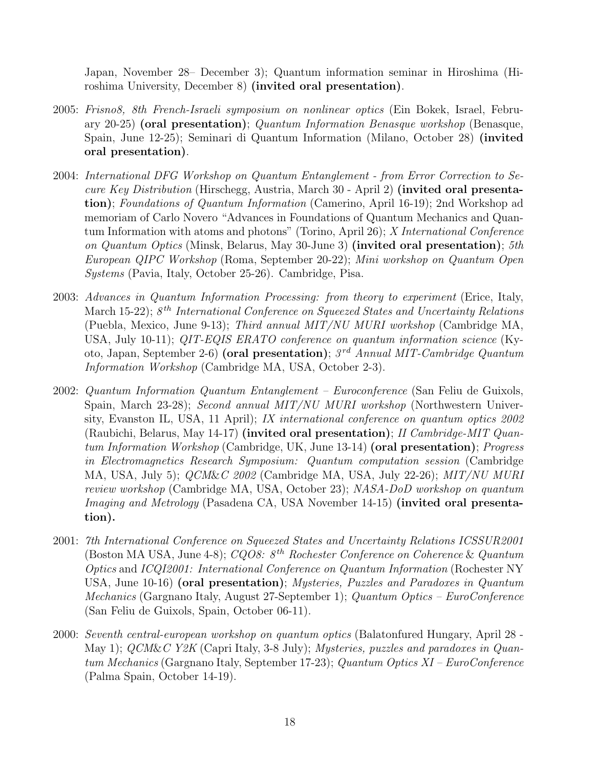Japan, November 28– December 3); Quantum information seminar in Hiroshima (Hiroshima University, December 8) **(invited oral presentation)**.

2005: *Frisno8, 8th French-Israeli symposium on nonlinear optics* (Ein Bokek, Israel, February 20-25) **(oral presentation)**; *Quantum Information Benasque workshop* (Benasque, Spain, June 12-25); Seminari di Quantum Information (Milano, October 28) **(invited oral presentation)**.

2004: *International DFG Workshop on Quantum Entanglement - from Error Correction to Secure Key Distribution* (Hirschegg, Austria, March 30 - April 2) **(invited oral presentation)**; *Foundations of Quantum Information* (Camerino, April 16-19); 2nd Workshop ad memoriam of Carlo Novero "Advances in Foundations of Quantum Mechanics and Quantum Information with atoms and photons" (Torino, April 26); *X International Conference on Quantum Optics* (Minsk, Belarus, May 30-June 3) **(invited oral presentation)**; *5th European QIPC Workshop* (Roma, September 20-22); *Mini workshop on Quantum Open Systems* (Pavia, Italy, October 25-26). Cambridge, Pisa.

2003: *Advances in Quantum Information Processing: from theory to experiment* (Erice, Italy, March 15-22); *8$^{th}$ International Conference on Squeezed States and Uncertainty Relations* (Puebla, Mexico, June 9-13); *Third annual MIT/NU MURI workshop* (Cambridge MA, USA, July 10-11); *QIT-EQIS ERATO conference on quantum information science* (Kyoto, Japan, September 2-6) **(oral presentation)**; *3$^{rd}$ Annual MIT-Cambridge Quantum Information Workshop* (Cambridge MA, USA, October 2-3).

2002: *Quantum Information Quantum Entanglement – Euroconference* (San Feliu de Guixols, Spain, March 23-28); *Second annual MIT/NU MURI workshop* (Northwestern University, Evanston IL, USA, 11 April); *IX international conference on quantum optics 2002* (Raubichi, Belarus, May 14-17) **(invited oral presentation)**; *II Cambridge-MIT Quantum Information Workshop* (Cambridge, UK, June 13-14) **(oral presentation)**; *Progress in Electromagnetics Research Symposium: Quantum computation session* (Cambridge MA, USA, July 5); *QCM&C 2002* (Cambridge MA, USA, July 22-26); *MIT/NU MURI review workshop* (Cambridge MA, USA, October 23); *NASA-DoD workshop on quantum Imaging and Metrology* (Pasadena CA, USA November 14-15) **(invited oral presentation).**

2001: *7th International Conference on Squeezed States and Uncertainty Relations ICSSUR2001* (Boston MA USA, June 4-8); *CQO8: 8$^{th}$ Rochester Conference on Coherence & Quantum Optics* and *ICQI2001: International Conference on Quantum Information* (Rochester NY USA, June 10-16) **(oral presentation)**; *Mysteries, Puzzles and Paradoxes in Quantum Mechanics* (Gargnano Italy, August 27-September 1); *Quantum Optics – EuroConference* (San Feliu de Guixols, Spain, October 06-11).

2000: *Seventh central-european workshop on quantum optics* (Balatonfured Hungary, April 28 - May 1); *QCM&C Y2K* (Capri Italy, 3-8 July); *Mysteries, puzzles and paradoxes in Quantum Mechanics* (Gargnano Italy, September 17-23); *Quantum Optics XI – EuroConference* (Palma Spain, October 14-19).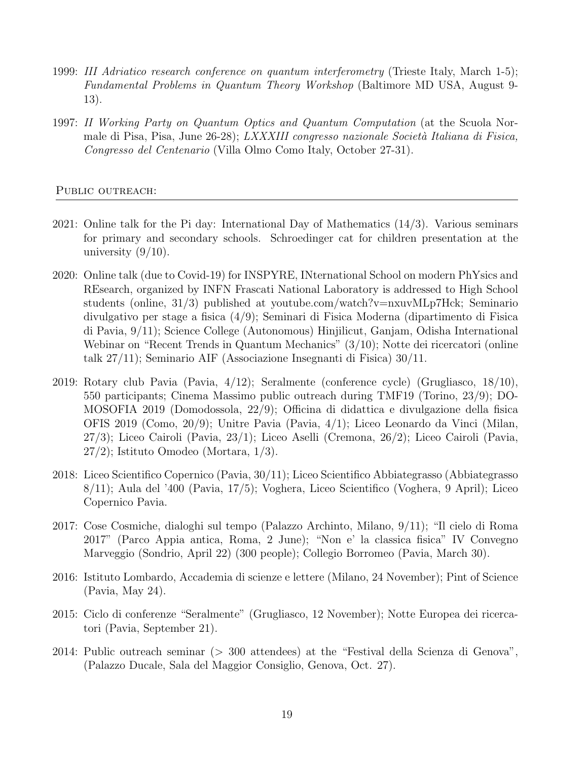- 1999: *III Adriatico research conference on quantum interferometry* (Trieste Italy, March 1-5); *Fundamental Problems in Quantum Theory Workshop* (Baltimore MD USA, August 9-13).
- 1997: *II Working Party on Quantum Optics and Quantum Computation* (at the Scuola Normale di Pisa, Pisa, June 26-28); *LXXXIII congresso nazionale Società Italiana di Fisica, Congresso del Centenario* (Villa Olmo Como Italy, October 27-31).

## Public outreach:

- 2021: Online talk for the Pi day: International Day of Mathematics (14/3). Various seminars for primary and secondary schools. Schroedinger cat for children presentation at the university (9/10).
- 2020: Online talk (due to Covid-19) for INSPYRE, INternational School on modern PhYsics and REsearch, organized by INFN Frascati National Laboratory is addressed to High School students (online, 31/3) published at youtube.com/watch?v=nxuvMLp7Hck; Seminario divulgativo per stage a fisica (4/9); Seminari di Fisica Moderna (dipartimento di Fisica di Pavia, 9/11); Science College (Autonomous) Hinjilicut, Ganjam, Odisha International Webinar on "Recent Trends in Quantum Mechanics" (3/10); Notte dei ricercatori (online talk 27/11); Seminario AIF (Associazione Insegnanti di Fisica) 30/11.
- 2019: Rotary club Pavia (Pavia, 4/12); Seralmente (conference cycle) (Grugliasco, 18/10), 550 participants; Cinema Massimo public outreach during TMF19 (Torino, 23/9); DOMOSOFIA 2019 (Domodossola, 22/9); Officina di didattica e divulgazione della fisica OFIS 2019 (Como, 20/9); Unitre Pavia (Pavia, 4/1); Liceo Leonardo da Vinci (Milan, 27/3); Liceo Cairoli (Pavia, 23/1); Liceo Aselli (Cremona, 26/2); Liceo Cairoli (Pavia, 27/2); Istituto Omodeo (Mortara, 1/3).
- 2018: Liceo Scientifico Copernico (Pavia, 30/11); Liceo Scientifico Abbiategrasso (Abbiategrasso 8/11); Aula del '400 (Pavia, 17/5); Voghera, Liceo Scientifico (Voghera, 9 April); Liceo Copernico Pavia.
- 2017: Cose Cosmiche, dialoghi sul tempo (Palazzo Archinto, Milano, 9/11); "Il cielo di Roma 2017" (Parco Appia antica, Roma, 2 June); "Non e' la classica fisica" IV Convegno Marveggio (Sondrio, April 22) (300 people); Collegio Borromeo (Pavia, March 30).
- 2016: Istituto Lombardo, Accademia di scienze e lettere (Milano, 24 November); Pint of Science (Pavia, May 24).
- 2015: Ciclo di conferenze "Seralmente" (Grugliasco, 12 November); Notte Europea dei ricercatori (Pavia, September 21).
- 2014: Public outreach seminar (> 300 attendees) at the "Festival della Scienza di Genova", (Palazzo Ducale, Sala del Maggior Consiglio, Genova, Oct. 27).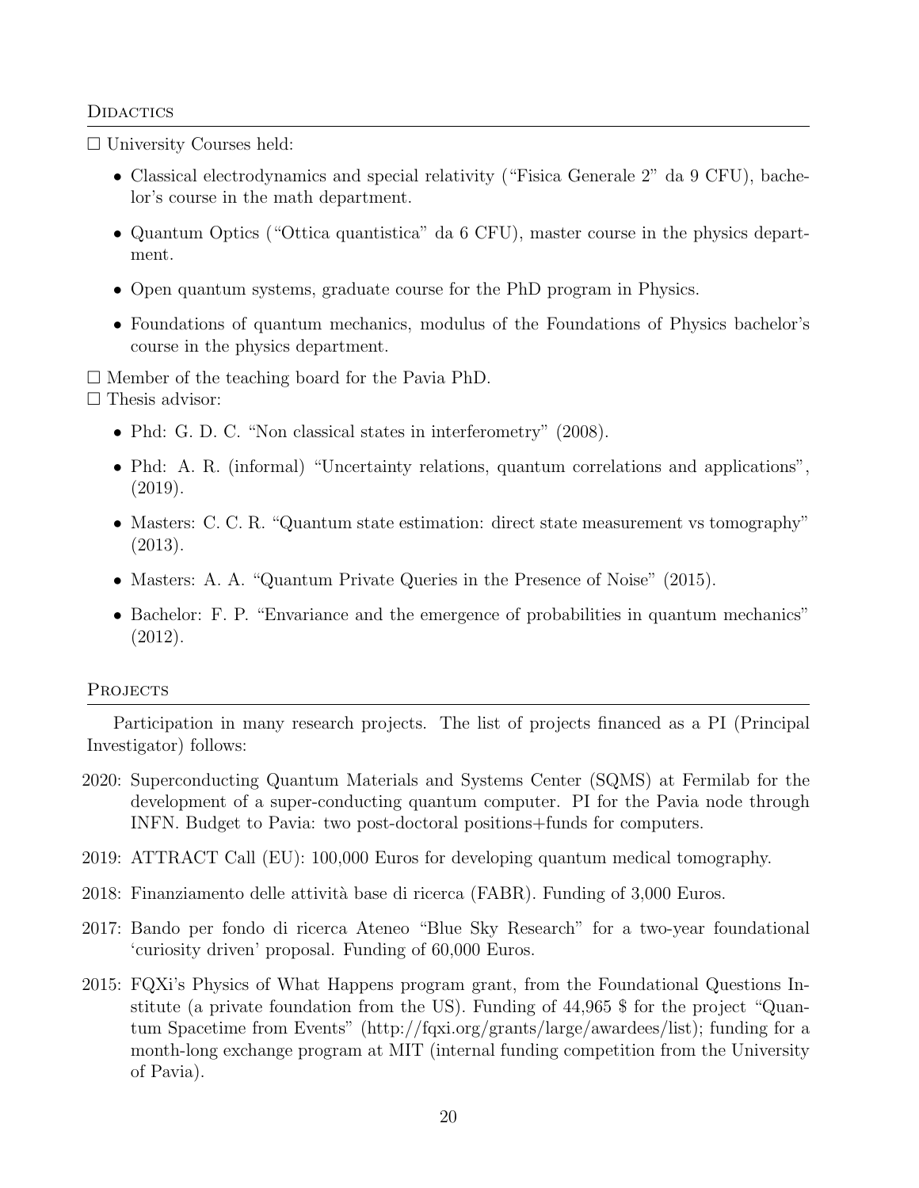## Didactics

☐ University Courses held:

- Classical electrodynamics and special relativity ("Fisica Generale 2" da 9 CFU), bachelor's course in the math department.
- Quantum Optics ("Ottica quantistica" da 6 CFU), master course in the physics department.
- Open quantum systems, graduate course for the PhD program in Physics.
- Foundations of quantum mechanics, modulus of the Foundations of Physics bachelor's course in the physics department.

☐ Member of the teaching board for the Pavia PhD.
☐ Thesis advisor:

- Phd: G. D. C. "Non classical states in interferometry" (2008).
- Phd: A. R. (informal) "Uncertainty relations, quantum correlations and applications", (2019).
- Masters: C. C. R. "Quantum state estimation: direct state measurement vs tomography" (2013).
- Masters: A. A. "Quantum Private Queries in the Presence of Noise" (2015).
- Bachelor: F. P. "Envariance and the emergence of probabilities in quantum mechanics" (2012).

## Projects

Participation in many research projects. The list of projects financed as a PI (Principal Investigator) follows:

2020: Superconducting Quantum Materials and Systems Center (SQMS) at Fermilab for the development of a super-conducting quantum computer. PI for the Pavia node through INFN. Budget to Pavia: two post-doctoral positions+funds for computers.

2019: ATTRACT Call (EU): 100,000 Euros for developing quantum medical tomography.

2018: Finanziamento delle attività base di ricerca (FABR). Funding of 3,000 Euros.

2017: Bando per fondo di ricerca Ateneo "Blue Sky Research" for a two-year foundational 'curiosity driven' proposal. Funding of 60,000 Euros.

2015: FQXi's Physics of What Happens program grant, from the Foundational Questions Institute (a private foundation from the US). Funding of 44,965 $ for the project "Quantum Spacetime from Events" (http://fqxi.org/grants/large/awardees/list); funding for a month-long exchange program at MIT (internal funding competition from the University of Pavia).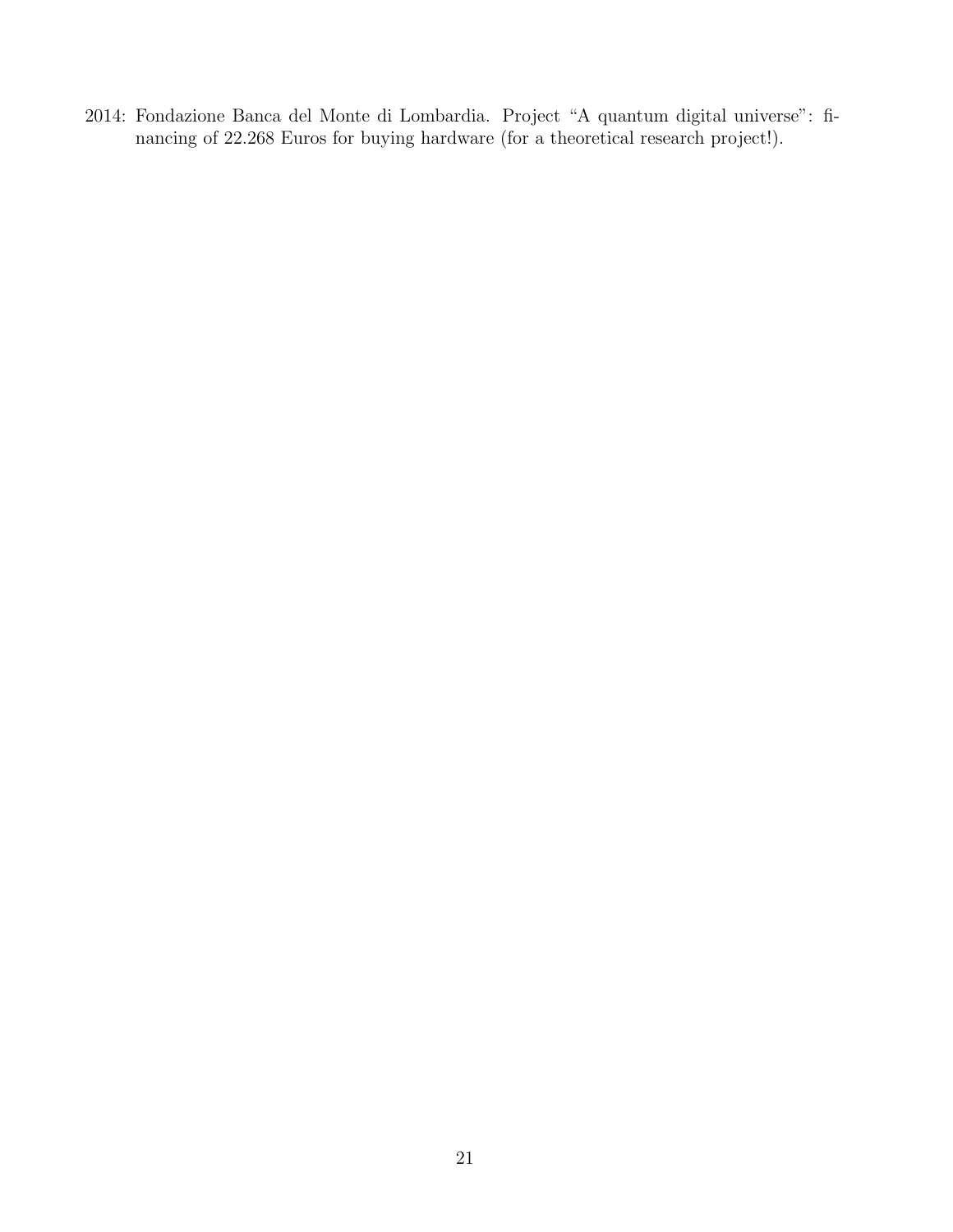2014: Fondazione Banca del Monte di Lombardia. Project "A quantum digital universe": financing of 22.268 Euros for buying hardware (for a theoretical research project!).